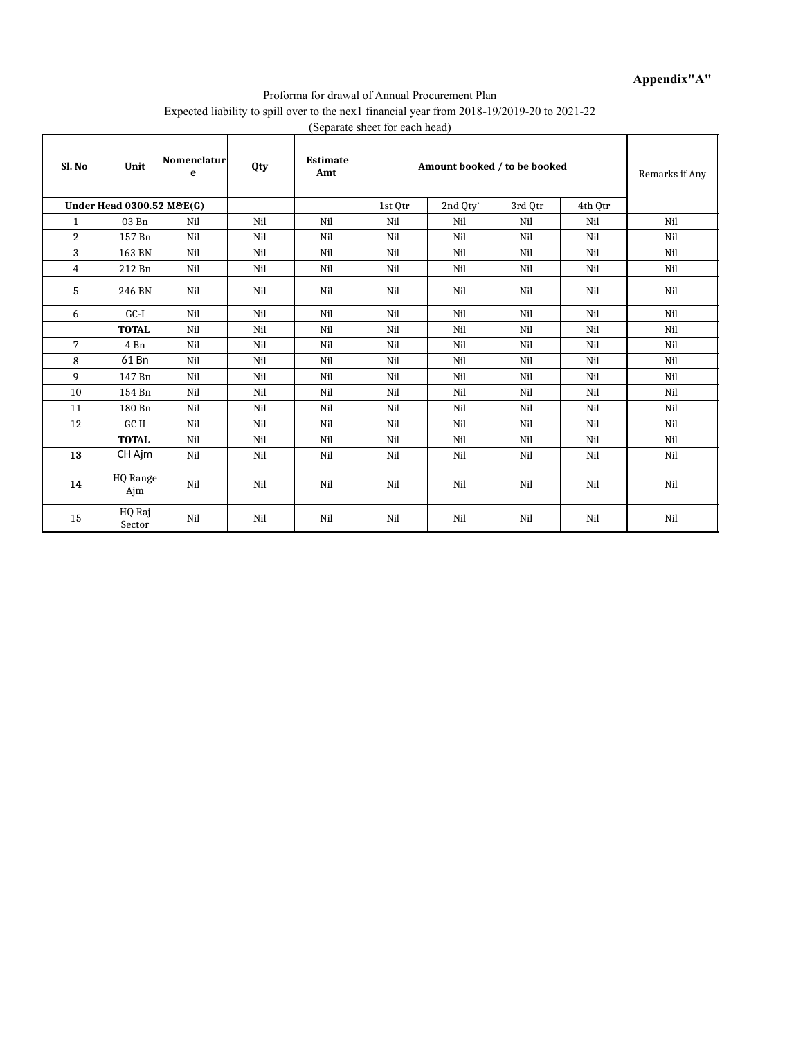**Appendix"A"**

Proforma for drawal of Annual Procurement Plan

Expected liability to spill over to the nex1 financial year from 2018-19/2019-20 to 2021-22

(Separate sheet for each head)

| Sl. No | Unit | Nomenclature | Qty | Estimate Amt | Amount booked / to be booked | | | | Remarks if Any |
|---|---|---|---|---|---|---|---|---|---|
| **Under Head 0300.52 M&E(G)** | | | | | 1st Qtr | 2nd Qty` | 3rd Qtr | 4th Qtr | |
| 1 | 03 Bn | Nil | Nil | Nil | Nil | Nil | Nil | Nil | Nil |
| 2 | 157 Bn | Nil | Nil | Nil | Nil | Nil | Nil | Nil | Nil |
| 3 | 163 BN | Nil | Nil | Nil | Nil | Nil | Nil | Nil | Nil |
| 4 | 212 Bn | Nil | Nil | Nil | Nil | Nil | Nil | Nil | Nil |
| 5 | 246 BN | Nil | Nil | Nil | Nil | Nil | Nil | Nil | Nil |
| 6 | GC-I | Nil | Nil | Nil | Nil | Nil | Nil | Nil | Nil |
| | **TOTAL** | Nil | Nil | Nil | Nil | Nil | Nil | Nil | Nil |
| 7 | 4 Bn | Nil | Nil | Nil | Nil | Nil | Nil | Nil | Nil |
| 8 | 61 Bn | Nil | Nil | Nil | Nil | Nil | Nil | Nil | Nil |
| 9 | 147 Bn | Nil | Nil | Nil | Nil | Nil | Nil | Nil | Nil |
| 10 | 154 Bn | Nil | Nil | Nil | Nil | Nil | Nil | Nil | Nil |
| 11 | 180 Bn | Nil | Nil | Nil | Nil | Nil | Nil | Nil | Nil |
| 12 | GC II | Nil | Nil | Nil | Nil | Nil | Nil | Nil | Nil |
| | **TOTAL** | Nil | Nil | Nil | Nil | Nil | Nil | Nil | Nil |
| **13** | CH Ajm | Nil | Nil | Nil | Nil | Nil | Nil | Nil | Nil |
| **14** | HQ Range Ajm | Nil | Nil | Nil | Nil | Nil | Nil | Nil | Nil |
| 15 | HQ Raj Sector | Nil | Nil | Nil | Nil | Nil | Nil | Nil | Nil |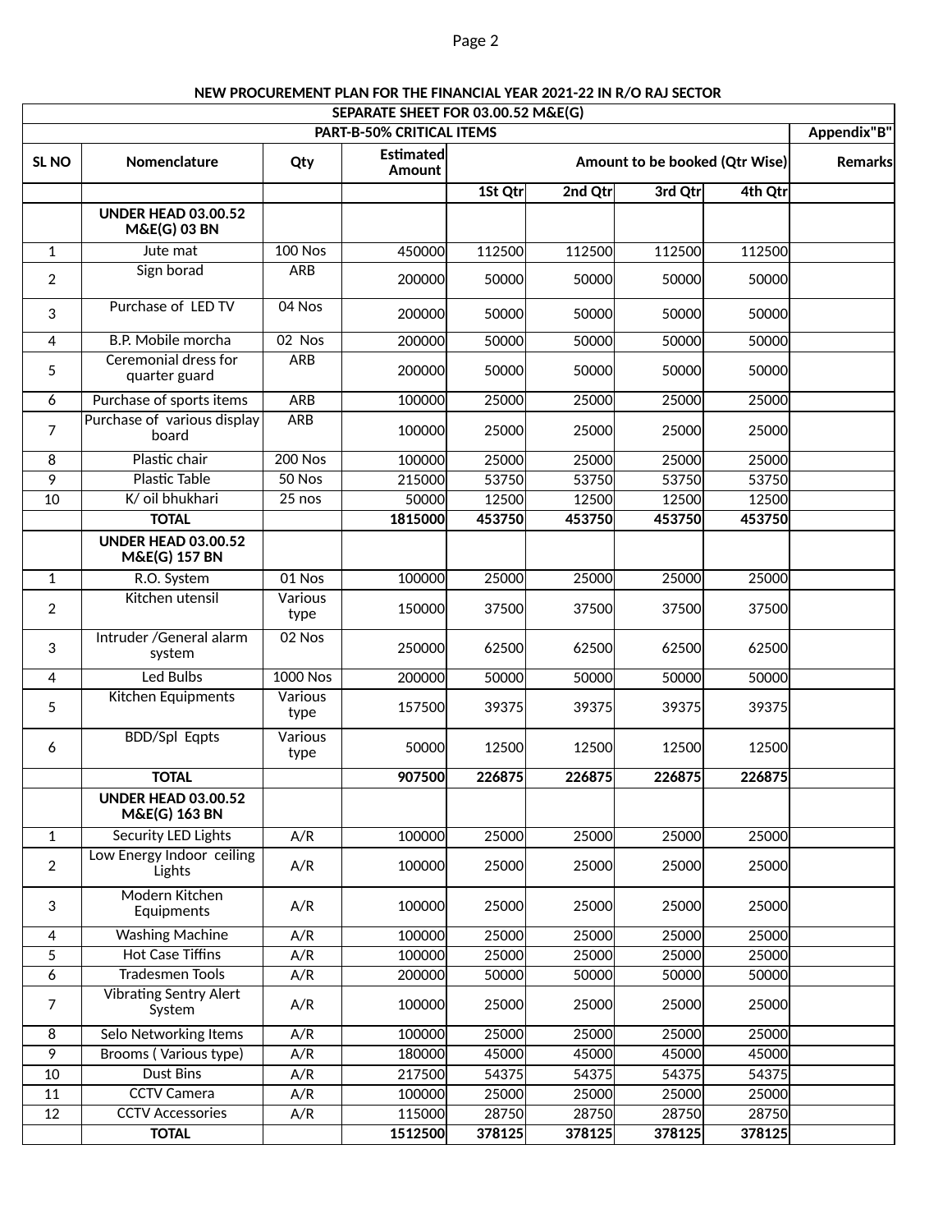**NEW PROCUREMENT PLAN FOR THE FINANCIAL YEAR 2021-22 IN R/O RAJ SECTOR**

| SEPARATE SHEET FOR 03.00.52 M&E(G) | | | | | | | | |
|---|---|---|---|---|---|---|---|---|
| **PART-B-50% CRITICAL ITEMS** | | | | | | | | **Appendix"B"** |
| **SL NO** | **Nomenclature** | **Qty** | **Estimated Amount** | **Amount to be booked (Qtr Wise)** | | | | **Remarks** |
| | | | | **1St Qtr** | **2nd Qtr** | **3rd Qtr** | **4th Qtr** | |
| | **UNDER HEAD 03.00.52 M&E(G) 03 BN** | | | | | | | |
| 1 | Jute mat | 100 Nos | 450000 | 112500 | 112500 | 112500 | 112500 | |
| 2 | Sign borad | ARB | 200000 | 50000 | 50000 | 50000 | 50000 | |
| 3 | Purchase of LED TV | 04 Nos | 200000 | 50000 | 50000 | 50000 | 50000 | |
| 4 | B.P. Mobile morcha | 02 Nos | 200000 | 50000 | 50000 | 50000 | 50000 | |
| 5 | Ceremonial dress for quarter guard | ARB | 200000 | 50000 | 50000 | 50000 | 50000 | |
| 6 | Purchase of sports items | ARB | 100000 | 25000 | 25000 | 25000 | 25000 | |
| 7 | Purchase of various display board | ARB | 100000 | 25000 | 25000 | 25000 | 25000 | |
| 8 | Plastic chair | 200 Nos | 100000 | 25000 | 25000 | 25000 | 25000 | |
| 9 | Plastic Table | 50 Nos | 215000 | 53750 | 53750 | 53750 | 53750 | |
| 10 | K/ oil bhukhari | 25 nos | 50000 | 12500 | 12500 | 12500 | 12500 | |
| | **TOTAL** | | **1815000** | **453750** | **453750** | **453750** | **453750** | |
| | **UNDER HEAD 03.00.52 M&E(G) 157 BN** | | | | | | | |
| 1 | R.O. System | 01 Nos | 100000 | 25000 | 25000 | 25000 | 25000 | |
| 2 | Kitchen utensil | Various type | 150000 | 37500 | 37500 | 37500 | 37500 | |
| 3 | Intruder /General alarm system | 02 Nos | 250000 | 62500 | 62500 | 62500 | 62500 | |
| 4 | Led Bulbs | 1000 Nos | 200000 | 50000 | 50000 | 50000 | 50000 | |
| 5 | Kitchen Equipments | Various type | 157500 | 39375 | 39375 | 39375 | 39375 | |
| 6 | BDD/Spl Eqpts | Various type | 50000 | 12500 | 12500 | 12500 | 12500 | |
| | **TOTAL** | | **907500** | **226875** | **226875** | **226875** | **226875** | |
| | **UNDER HEAD 03.00.52 M&E(G) 163 BN** | | | | | | | |
| 1 | Security LED Lights | A/R | 100000 | 25000 | 25000 | 25000 | 25000 | |
| 2 | Low Energy Indoor ceiling Lights | A/R | 100000 | 25000 | 25000 | 25000 | 25000 | |
| 3 | Modern Kitchen Equipments | A/R | 100000 | 25000 | 25000 | 25000 | 25000 | |
| 4 | Washing Machine | A/R | 100000 | 25000 | 25000 | 25000 | 25000 | |
| 5 | Hot Case Tiffins | A/R | 100000 | 25000 | 25000 | 25000 | 25000 | |
| 6 | Tradesmen Tools | A/R | 200000 | 50000 | 50000 | 50000 | 50000 | |
| 7 | Vibrating Sentry Alert System | A/R | 100000 | 25000 | 25000 | 25000 | 25000 | |
| 8 | Selo Networking Items | A/R | 100000 | 25000 | 25000 | 25000 | 25000 | |
| 9 | Brooms ( Various type) | A/R | 180000 | 45000 | 45000 | 45000 | 45000 | |
| 10 | Dust Bins | A/R | 217500 | 54375 | 54375 | 54375 | 54375 | |
| 11 | CCTV Camera | A/R | 100000 | 25000 | 25000 | 25000 | 25000 | |
| 12 | CCTV Accessories | A/R | 115000 | 28750 | 28750 | 28750 | 28750 | |
| | **TOTAL** | | **1512500** | **378125** | **378125** | **378125** | **378125** | |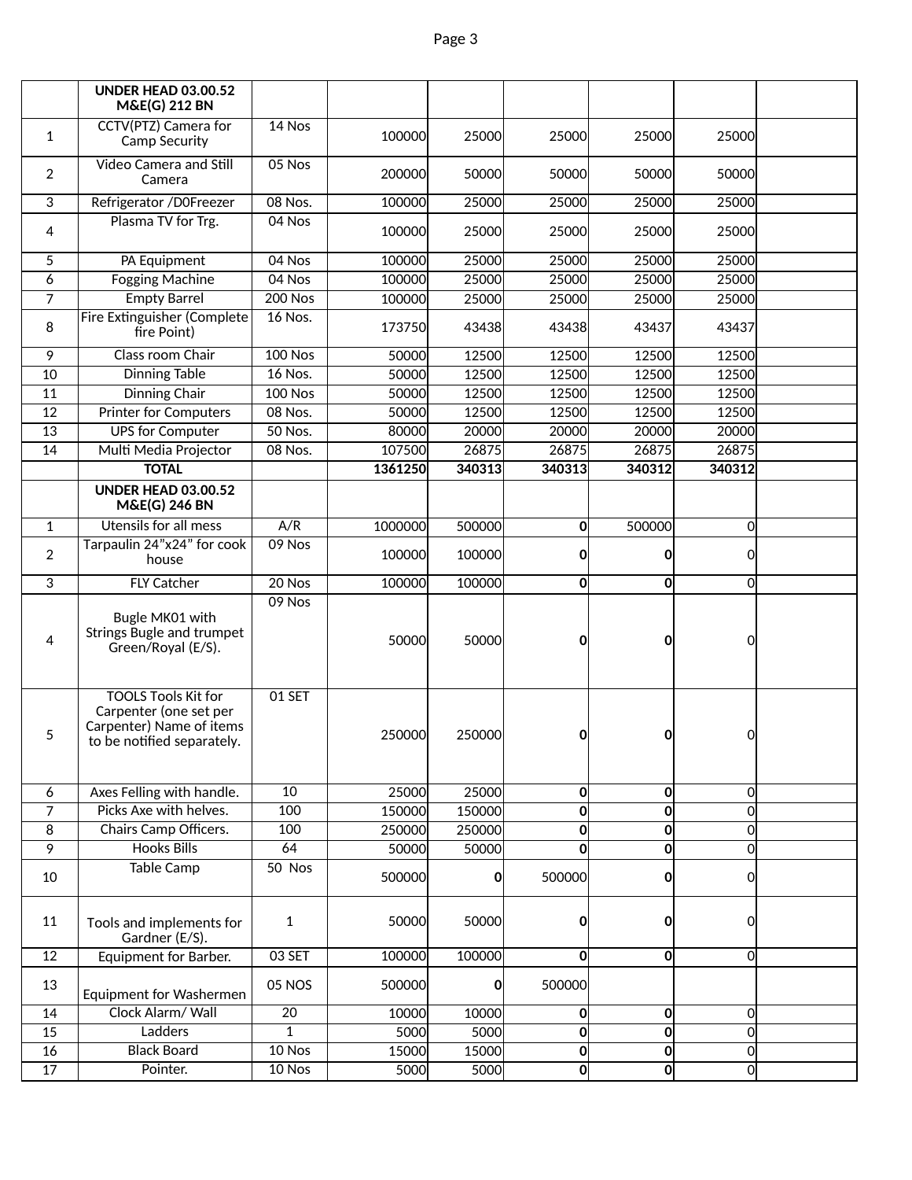| | | | | | | | | |
|---|---|---|---|---|---|---|---|---|
| | **UNDER HEAD 03.00.52 M&E(G) 212 BN** | | | | | | | |
| 1 | CCTV(PTZ) Camera for Camp Security | 14 Nos | 100000 | 25000 | 25000 | 25000 | 25000 | |
| 2 | Video Camera and Still Camera | 05 Nos | 200000 | 50000 | 50000 | 50000 | 50000 | |
| 3 | Refrigerator /D0Freezer | 08 Nos. | 100000 | 25000 | 25000 | 25000 | 25000 | |
| 4 | Plasma TV for Trg. | 04 Nos | 100000 | 25000 | 25000 | 25000 | 25000 | |
| 5 | PA Equipment | 04 Nos | 100000 | 25000 | 25000 | 25000 | 25000 | |
| 6 | Fogging Machine | 04 Nos | 100000 | 25000 | 25000 | 25000 | 25000 | |
| 7 | Empty Barrel | 200 Nos | 100000 | 25000 | 25000 | 25000 | 25000 | |
| 8 | Fire Extinguisher (Complete fire Point) | 16 Nos. | 173750 | 43438 | 43438 | 43437 | 43437 | |
| 9 | Class room Chair | 100 Nos | 50000 | 12500 | 12500 | 12500 | 12500 | |
| 10 | Dinning Table | 16 Nos. | 50000 | 12500 | 12500 | 12500 | 12500 | |
| 11 | Dinning Chair | 100 Nos | 50000 | 12500 | 12500 | 12500 | 12500 | |
| 12 | Printer for Computers | 08 Nos. | 50000 | 12500 | 12500 | 12500 | 12500 | |
| 13 | UPS for Computer | 50 Nos. | 80000 | 20000 | 20000 | 20000 | 20000 | |
| 14 | Multi Media Projector | 08 Nos. | 107500 | 26875 | 26875 | 26875 | 26875 | |
| | **TOTAL** | | **1361250** | **340313** | **340313** | **340312** | **340312** | |
| | **UNDER HEAD 03.00.52 M&E(G) 246 BN** | | | | | | | |
| 1 | Utensils for all mess | A/R | 1000000 | 500000 | **0** | 500000 | 0 | |
| 2 | Tarpaulin 24”x24” for cook house | 09 Nos | 100000 | 100000 | **0** | **0** | 0 | |
| 3 | FLY Catcher | 20 Nos | 100000 | 100000 | **0** | **0** | 0 | |
| 4 | Bugle MK01 with Strings Bugle and trumpet Green/Royal (E/S). | 09 Nos | 50000 | 50000 | **0** | **0** | 0 | |
| 5 | TOOLS Tools Kit for Carpenter (one set per Carpenter) Name of items to be notified separately. | 01 SET | 250000 | 250000 | **0** | **0** | 0 | |
| 6 | Axes Felling with handle. | 10 | 25000 | 25000 | **0** | **0** | 0 | |
| 7 | Picks Axe with helves. | 100 | 150000 | 150000 | **0** | **0** | 0 | |
| 8 | Chairs Camp Officers. | 100 | 250000 | 250000 | **0** | **0** | 0 | |
| 9 | Hooks Bills | 64 | 50000 | 50000 | **0** | **0** | 0 | |
| 10 | Table Camp | 50 Nos | 500000 | **0** | 500000 | **0** | 0 | |
| 11 | Tools and implements for Gardner (E/S). | 1 | 50000 | 50000 | **0** | **0** | 0 | |
| 12 | Equipment for Barber. | 03 SET | 100000 | 100000 | **0** | **0** | 0 | |
| 13 | Equipment for Washermen | 05 NOS | 500000 | 0 | 500000 | | | |
| 14 | Clock Alarm/ Wall | 20 | 10000 | 10000 | **0** | **0** | 0 | |
| 15 | Ladders | 1 | 5000 | 5000 | **0** | **0** | 0 | |
| 16 | Black Board | 10 Nos | 15000 | 15000 | **0** | **0** | 0 | |
| 17 | Pointer. | 10 Nos | 5000 | 5000 | **0** | **0** | 0 | |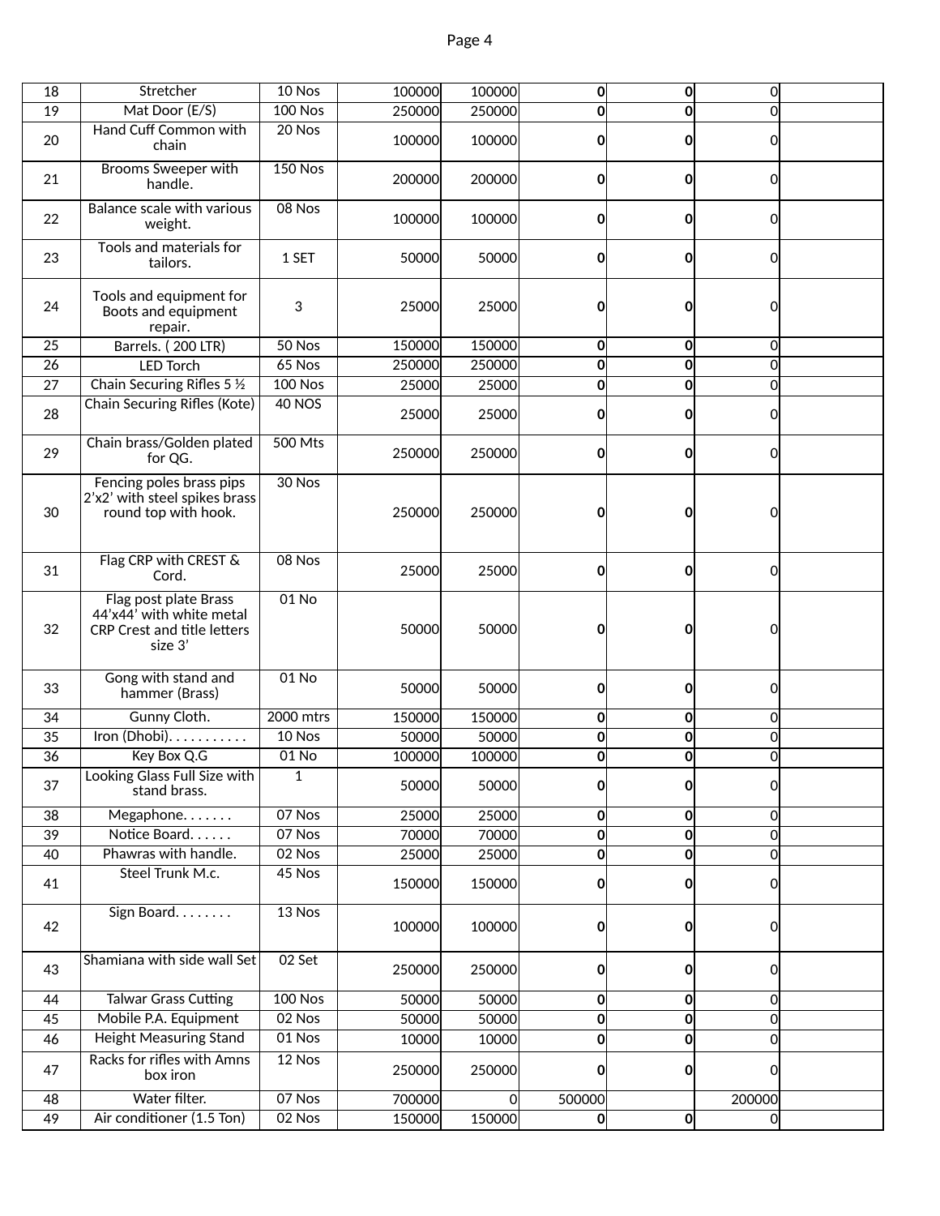| | | | | | | | | |
|---|---|---|---|---|---|---|---|---|
| 18 | Stretcher | 10 Nos | 100000 | 100000 | **0** | **0** | 0 | |
| 19 | Mat Door (E/S) | 100 Nos | 250000 | 250000 | **0** | **0** | 0 | |
| 20 | Hand Cuff Common with chain | 20 Nos | 100000 | 100000 | **0** | **0** | 0 | |
| 21 | Brooms Sweeper with handle. | 150 Nos | 200000 | 200000 | **0** | **0** | 0 | |
| 22 | Balance scale with various weight. | 08 Nos | 100000 | 100000 | **0** | **0** | 0 | |
| 23 | Tools and materials for tailors. | 1 SET | 50000 | 50000 | **0** | **0** | 0 | |
| 24 | Tools and equipment for Boots and equipment repair. | 3 | 25000 | 25000 | **0** | **0** | 0 | |
| 25 | Barrels. ( 200 LTR) | 50 Nos | 150000 | 150000 | **0** | **0** | 0 | |
| 26 | LED Torch | 65 Nos | 250000 | 250000 | **0** | **0** | 0 | |
| 27 | Chain Securing Rifles 5 ½ | 100 Nos | 25000 | 25000 | **0** | **0** | 0 | |
| 28 | Chain Securing Rifles (Kote) | 40 NOS | 25000 | 25000 | **0** | **0** | 0 | |
| 29 | Chain brass/Golden plated for QG. | 500 Mts | 250000 | 250000 | **0** | **0** | 0 | |
| 30 | Fencing poles brass pips 2'x2' with steel spikes brass round top with hook. | 30 Nos | 250000 | 250000 | **0** | **0** | 0 | |
| 31 | Flag CRP with CREST & Cord. | 08 Nos | 25000 | 25000 | **0** | **0** | 0 | |
| 32 | Flag post plate Brass 44'x44' with white metal CRP Crest and title letters size 3' | 01 No | 50000 | 50000 | **0** | **0** | 0 | |
| 33 | Gong with stand and hammer (Brass) | 01 No | 50000 | 50000 | **0** | **0** | 0 | |
| 34 | Gunny Cloth. | 2000 mtrs | 150000 | 150000 | **0** | **0** | 0 | |
| 35 | Iron (Dhobi). . . . . . . . . . . | 10 Nos | 50000 | 50000 | **0** | **0** | 0 | |
| 36 | Key Box Q.G | 01 No | 100000 | 100000 | **0** | **0** | 0 | |
| 37 | Looking Glass Full Size with stand brass. | 1 | 50000 | 50000 | **0** | **0** | 0 | |
| 38 | Megaphone. . . . . . . | 07 Nos | 25000 | 25000 | **0** | **0** | 0 | |
| 39 | Notice Board. . . . . . | 07 Nos | 70000 | 70000 | **0** | **0** | 0 | |
| 40 | Phawras with handle. | 02 Nos | 25000 | 25000 | **0** | **0** | 0 | |
| 41 | Steel Trunk M.c. | 45 Nos | 150000 | 150000 | **0** | **0** | 0 | |
| 42 | Sign Board. . . . . . . . | 13 Nos | 100000 | 100000 | **0** | **0** | 0 | |
| 43 | Shamiana with side wall Set | 02 Set | 250000 | 250000 | **0** | **0** | 0 | |
| 44 | Talwar Grass Cutting | 100 Nos | 50000 | 50000 | **0** | **0** | 0 | |
| 45 | Mobile P.A. Equipment | 02 Nos | 50000 | 50000 | **0** | **0** | 0 | |
| 46 | Height Measuring Stand | 01 Nos | 10000 | 10000 | **0** | **0** | 0 | |
| 47 | Racks for rifles with Amns box iron | 12 Nos | 250000 | 250000 | **0** | **0** | 0 | |
| 48 | Water filter. | 07 Nos | 700000 | 0 | 500000 | | 200000 | |
| 49 | Air conditioner (1.5 Ton) | 02 Nos | 150000 | 150000 | **0** | **0** | 0 | |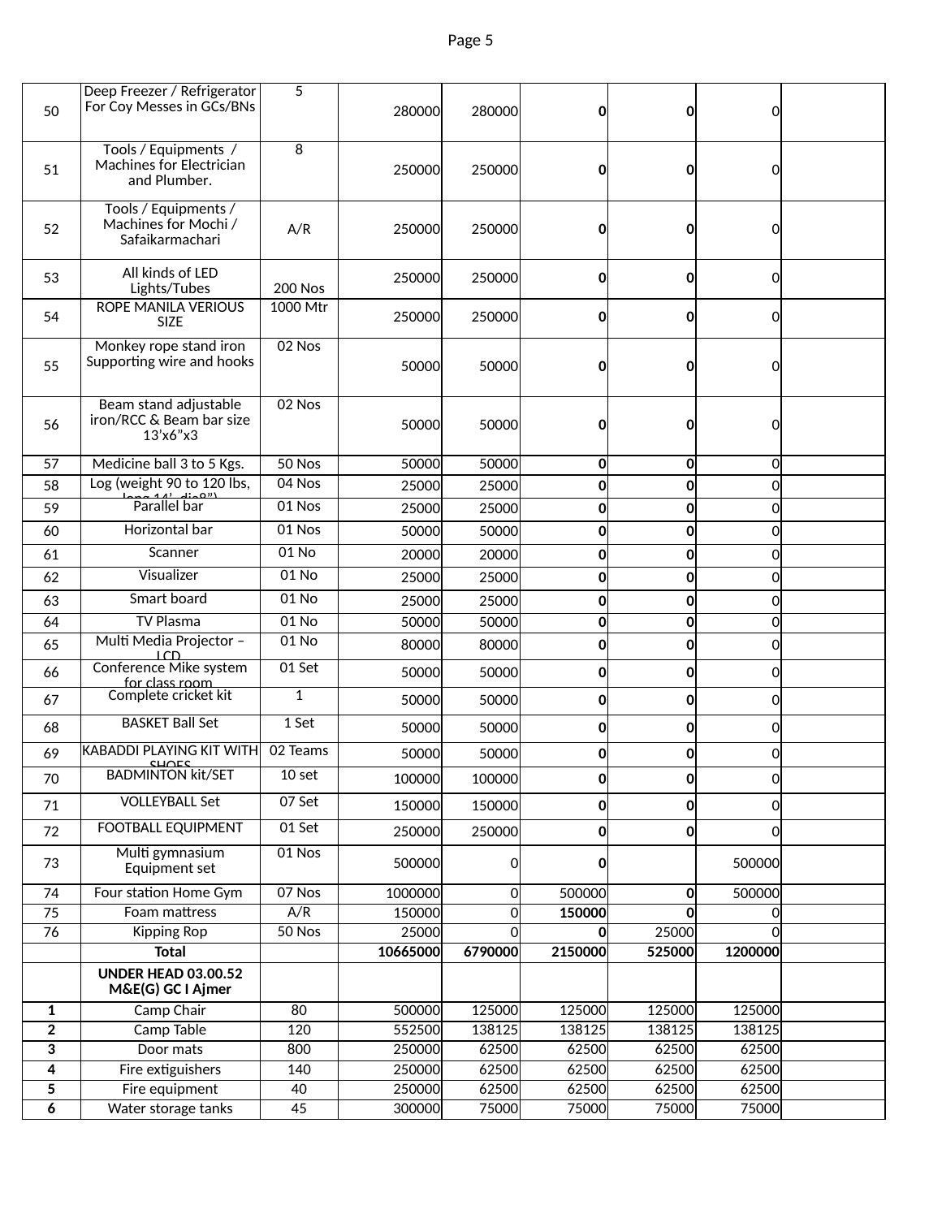| | | | | | | | | |
|---|---|---|---|---|---|---|---|---|
| 50 | Deep Freezer / Refrigerator For Coy Messes in GCs/BNs | 5 | 280000 | 280000 | **0** | **0** | 0 | |
| 51 | Tools / Equipments / Machines for Electrician and Plumber. | 8 | 250000 | 250000 | **0** | **0** | 0 | |
| 52 | Tools / Equipments / Machines for Mochi / Safaikarmachari | A/R | 250000 | 250000 | **0** | **0** | 0 | |
| 53 | All kinds of LED Lights/Tubes | 200 Nos | 250000 | 250000 | **0** | **0** | 0 | |
| 54 | ROPE MANILA VERIOUS SIZE | 1000 Mtr | 250000 | 250000 | **0** | **0** | 0 | |
| 55 | Monkey rope stand iron Supporting wire and hooks | 02 Nos | 50000 | 50000 | **0** | **0** | 0 | |
| 56 | Beam stand adjustable iron/RCC & Beam bar size 13'x6"x3 | 02 Nos | 50000 | 50000 | **0** | **0** | 0 | |
| 57 | Medicine ball 3 to 5 Kgs. | 50 Nos | 50000 | 50000 | **0** | **0** | 0 | |
| 58 | Log (weight 90 to 120 lbs, long 14', dia8") | 04 Nos | 25000 | 25000 | **0** | **0** | 0 | |
| 59 | Parallel bar | 01 Nos | 25000 | 25000 | **0** | **0** | 0 | |
| 60 | Horizontal bar | 01 Nos | 50000 | 50000 | **0** | **0** | 0 | |
| 61 | Scanner | 01 No | 20000 | 20000 | **0** | **0** | 0 | |
| 62 | Visualizer | 01 No | 25000 | 25000 | **0** | **0** | 0 | |
| 63 | Smart board | 01 No | 25000 | 25000 | **0** | **0** | 0 | |
| 64 | TV Plasma | 01 No | 50000 | 50000 | **0** | **0** | 0 | |
| 65 | Multi Media Projector – LCD | 01 No | 80000 | 80000 | **0** | **0** | 0 | |
| 66 | Conference Mike system for class room | 01 Set | 50000 | 50000 | **0** | **0** | 0 | |
| 67 | Complete cricket kit | 1 | 50000 | 50000 | **0** | **0** | 0 | |
| 68 | BASKET Ball Set | 1 Set | 50000 | 50000 | **0** | **0** | 0 | |
| 69 | KABADDI PLAYING KIT WITH SHOES | 02 Teams | 50000 | 50000 | **0** | **0** | 0 | |
| 70 | BADMINTON kit/SET | 10 set | 100000 | 100000 | **0** | **0** | 0 | |
| 71 | VOLLEYBALL Set | 07 Set | 150000 | 150000 | **0** | **0** | 0 | |
| 72 | FOOTBALL EQUIPMENT | 01 Set | 250000 | 250000 | **0** | **0** | 0 | |
| 73 | Multi gymnasium Equipment set | 01 Nos | 500000 | 0 | **0** | | 500000 | |
| 74 | Four station Home Gym | 07 Nos | 1000000 | 0 | 500000 | **0** | 500000 | |
| 75 | Foam mattress | A/R | 150000 | 0 | **150000** | **0** | 0 | |
| 76 | Kipping Rop | 50 Nos | 25000 | 0 | **0** | 25000 | 0 | |
| | **Total** | | **10665000** | **6790000** | **2150000** | **525000** | **1200000** | |
| | **UNDER HEAD 03.00.52 M&E(G) GC I Ajmer** | | | | | | | |
| **1** | Camp Chair | 80 | 500000 | 125000 | 125000 | 125000 | 125000 | |
| **2** | Camp Table | 120 | 552500 | 138125 | 138125 | 138125 | 138125 | |
| **3** | Door mats | 800 | 250000 | 62500 | 62500 | 62500 | 62500 | |
| **4** | Fire extiguishers | 140 | 250000 | 62500 | 62500 | 62500 | 62500 | |
| **5** | Fire equipment | 40 | 250000 | 62500 | 62500 | 62500 | 62500 | |
| **6** | Water storage tanks | 45 | 300000 | 75000 | 75000 | 75000 | 75000 | |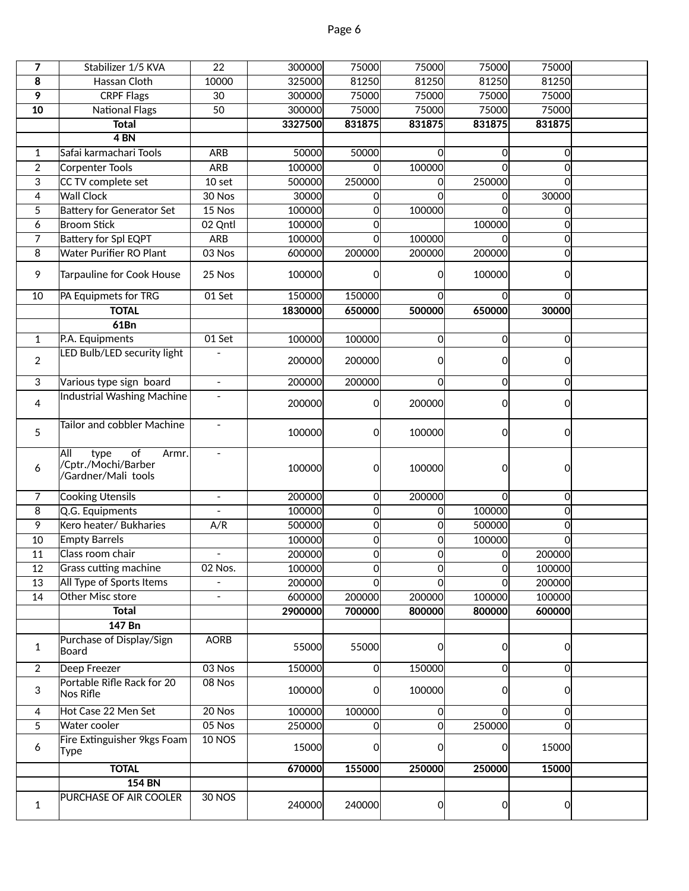| | | | | | | | | |
|---|---|---|---|---|---|---|---|---|
| **7** | Stabilizer 1/5 KVA | 22 | 300000 | 75000 | 75000 | 75000 | 75000 | |
| **8** | Hassan Cloth | 10000 | 325000 | 81250 | 81250 | 81250 | 81250 | |
| **9** | CRPF Flags | 30 | 300000 | 75000 | 75000 | 75000 | 75000 | |
| **10** | National Flags | 50 | 300000 | 75000 | 75000 | 75000 | 75000 | |
| | **Total** | | **3327500** | **831875** | **831875** | **831875** | **831875** | |
| | **4 BN** | | | | | | | |
| 1 | Safai karmachari Tools | ARB | 50000 | 50000 | 0 | 0 | 0 | |
| 2 | Corpenter Tools | ARB | 100000 | 0 | 100000 | 0 | 0 | |
| 3 | CC TV complete set | 10 set | 500000 | 250000 | 0 | 250000 | 0 | |
| 4 | Wall Clock | 30 Nos | 30000 | 0 | 0 | 0 | 30000 | |
| 5 | Battery for Generator Set | 15 Nos | 100000 | 0 | 100000 | 0 | 0 | |
| 6 | Broom Stick | 02 Qntl | 100000 | 0 | | 100000 | 0 | |
| 7 | Battery for Spl EQPT | ARB | 100000 | 0 | 100000 | 0 | 0 | |
| 8 | Water Purifier RO Plant | 03 Nos | 600000 | 200000 | 200000 | 200000 | 0 | |
| 9 | Tarpauline for Cook House | 25 Nos | 100000 | 0 | 0 | 100000 | 0 | |
| 10 | PA Equipmets for TRG | 01 Set | 150000 | 150000 | 0 | 0 | 0 | |
| | **TOTAL** | | **1830000** | **650000** | **500000** | **650000** | **30000** | |
| | **61Bn** | | | | | | | |
| 1 | P.A. Equipments | 01 Set | 100000 | 100000 | 0 | 0 | 0 | |
| 2 | LED Bulb/LED security light | - | 200000 | 200000 | 0 | 0 | 0 | |
| 3 | Various type sign board | - | 200000 | 200000 | 0 | 0 | 0 | |
| 4 | Industrial Washing Machine | - | 200000 | 0 | 200000 | 0 | 0 | |
| 5 | Tailor and cobbler Machine | - | 100000 | 0 | 100000 | 0 | 0 | |
| 6 | All type of Armr. /Cptr./Mochi/Barber /Gardner/Mali tools | - | 100000 | 0 | 100000 | 0 | 0 | |
| 7 | Cooking Utensils | - | 200000 | 0 | 200000 | 0 | 0 | |
| 8 | Q.G. Equipments | - | 100000 | 0 | 0 | 100000 | 0 | |
| 9 | Kero heater/ Bukharies | A/R | 500000 | 0 | 0 | 500000 | 0 | |
| 10 | Empty Barrels | | 100000 | 0 | 0 | 100000 | 0 | |
| 11 | Class room chair | - | 200000 | 0 | 0 | 0 | 200000 | |
| 12 | Grass cutting machine | 02 Nos. | 100000 | 0 | 0 | 0 | 100000 | |
| 13 | All Type of Sports Items | - | 200000 | 0 | 0 | 0 | 200000 | |
| 14 | Other Misc store | - | 600000 | 200000 | 200000 | 100000 | 100000 | |
| | **Total** | | **2900000** | **700000** | **800000** | **800000** | **600000** | |
| | **147 Bn** | | | | | | | |
| 1 | Purchase of Display/Sign Board | AORB | 55000 | 55000 | 0 | 0 | 0 | |
| 2 | Deep Freezer | 03 Nos | 150000 | 0 | 150000 | 0 | 0 | |
| 3 | Portable Rifle Rack for 20 Nos Rifle | 08 Nos | 100000 | 0 | 100000 | 0 | 0 | |
| 4 | Hot Case 22 Men Set | 20 Nos | 100000 | 100000 | 0 | 0 | 0 | |
| 5 | Water cooler | 05 Nos | 250000 | 0 | 0 | 250000 | 0 | |
| 6 | Fire Extinguisher 9kgs Foam Type | 10 NOS | 15000 | 0 | 0 | 0 | 15000 | |
| | **TOTAL** | | **670000** | **155000** | **250000** | **250000** | **15000** | |
| | **154 BN** | | | | | | | |
| 1 | PURCHASE OF AIR COOLER | 30 NOS | 240000 | 240000 | 0 | 0 | 0 | |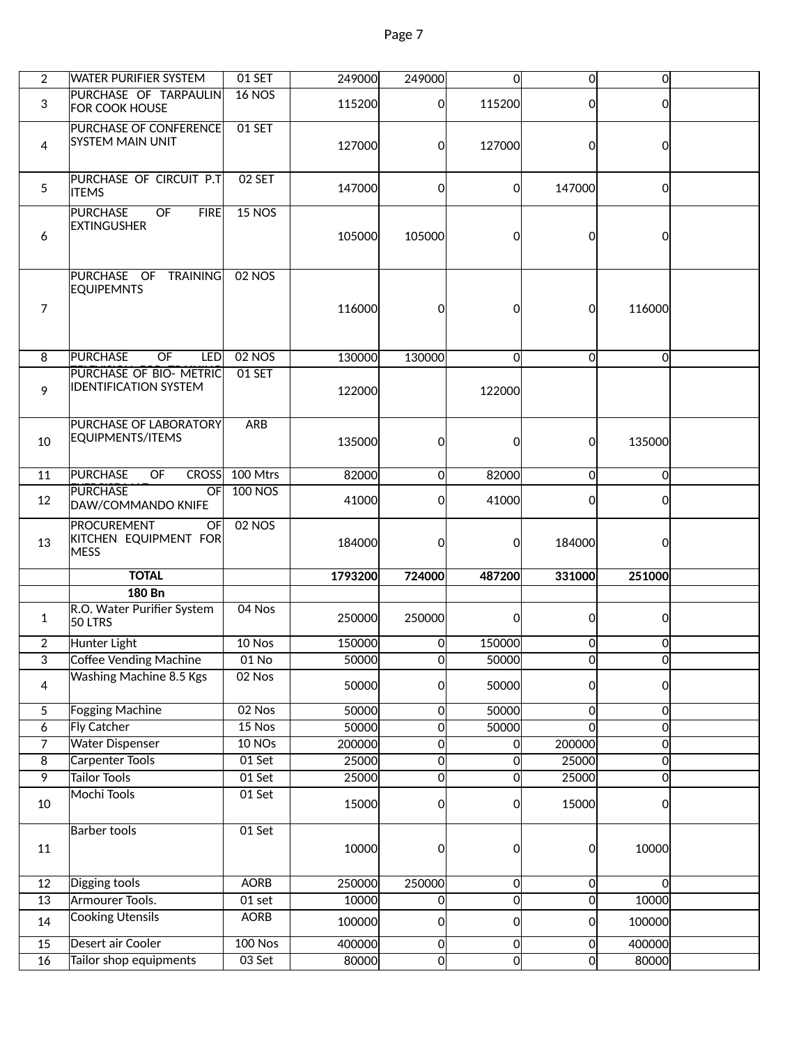| | | | | | | | | |
|---|---|---|---|---|---|---|---|---|
| 2 | WATER PURIFIER SYSTEM | 01 SET | 249000 | 249000 | 0 | 0 | 0 | |
| 3 | PURCHASE OF TARPAULIN FOR COOK HOUSE | 16 NOS | 115200 | 0 | 115200 | 0 | 0 | |
| 4 | PURCHASE OF CONFERENCE SYSTEM MAIN UNIT | 01 SET | 127000 | 0 | 127000 | 0 | 0 | |
| 5 | PURCHASE OF CIRCUIT P.T ITEMS | 02 SET | 147000 | 0 | 0 | 147000 | 0 | |
| 6 | PURCHASE OF FIRE EXTINGUSHER | 15 NOS | 105000 | 105000 | 0 | 0 | 0 | |
| 7 | PURCHASE OF TRAINING EQUIPEMNTS | 02 NOS | 116000 | 0 | 0 | 0 | 116000 | |
| 8 | PURCHASE OF LED TELEVISION FOR TRAINING | 02 NOS | 130000 | 130000 | 0 | 0 | 0 | |
| 9 | PURCHASE OF BIO- METRIC IDENTIFICATION SYSTEM | 01 SET | 122000 | | 122000 | | | |
| 10 | PURCHASE OF LABORATORY EQUIPMENTS/ITEMS | ARB | 135000 | 0 | 0 | 0 | 135000 | |
| 11 | PURCHASE OF CROSS OVERBRIDGE | 100 Mtrs | 82000 | 0 | 82000 | 0 | 0 | |
| 12 | PURCHASE OF DAW/COMMANDO KNIFE | 100 NOS | 41000 | 0 | 41000 | 0 | 0 | |
| 13 | PROCUREMENT OF KITCHEN EQUIPMENT FOR MESS | 02 NOS | 184000 | 0 | 0 | 184000 | 0 | |
| | **TOTAL** | | **1793200** | **724000** | **487200** | **331000** | **251000** | |
| | **180 Bn** | | | | | | | |
| 1 | R.O. Water Purifier System 50 LTRS | 04 Nos | 250000 | 250000 | 0 | 0 | 0 | |
| 2 | Hunter Light | 10 Nos | 150000 | 0 | 150000 | 0 | 0 | |
| 3 | Coffee Vending Machine | 01 No | 50000 | 0 | 50000 | 0 | 0 | |
| 4 | Washing Machine 8.5 Kgs | 02 Nos | 50000 | 0 | 50000 | 0 | 0 | |
| 5 | Fogging Machine | 02 Nos | 50000 | 0 | 50000 | 0 | 0 | |
| 6 | Fly Catcher | 15 Nos | 50000 | 0 | 50000 | 0 | 0 | |
| 7 | Water Dispenser | 10 NOs | 200000 | 0 | 0 | 200000 | 0 | |
| 8 | Carpenter Tools | 01 Set | 25000 | 0 | 0 | 25000 | 0 | |
| 9 | Tailor Tools | 01 Set | 25000 | 0 | 0 | 25000 | 0 | |
| 10 | Mochi Tools | 01 Set | 15000 | 0 | 0 | 15000 | 0 | |
| 11 | Barber tools | 01 Set | 10000 | 0 | 0 | 0 | 10000 | |
| 12 | Digging tools | AORB | 250000 | 250000 | 0 | 0 | 0 | |
| 13 | Armourer Tools. | 01 set | 10000 | 0 | 0 | 0 | 10000 | |
| 14 | Cooking Utensils | AORB | 100000 | 0 | 0 | 0 | 100000 | |
| 15 | Desert air Cooler | 100 Nos | 400000 | 0 | 0 | 0 | 400000 | |
| 16 | Tailor shop equipments | 03 Set | 80000 | 0 | 0 | 0 | 80000 | |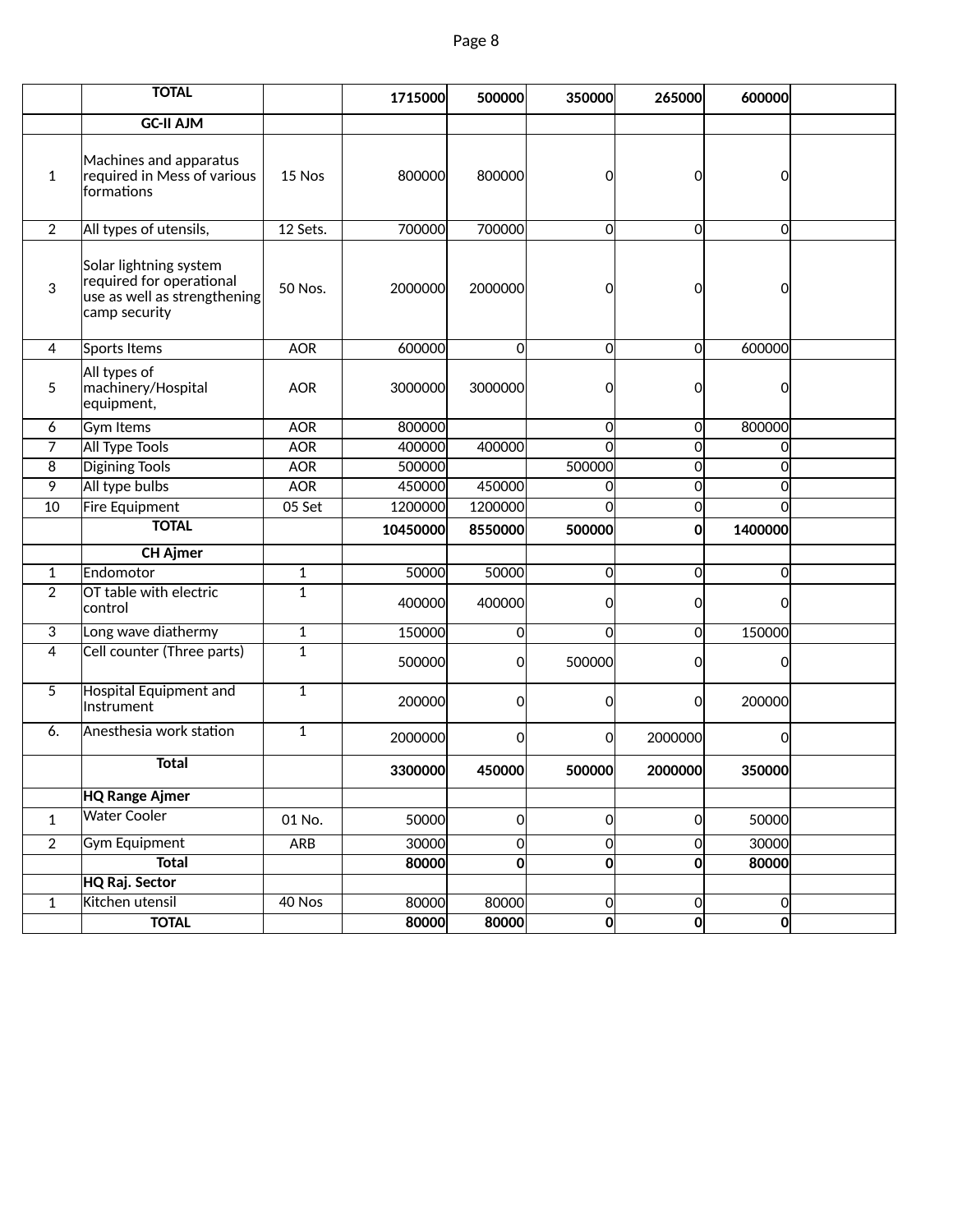| | TOTAL | | 1715000 | 500000 | 350000 | 265000 | 600000 | |
|---|---|---|---|---|---|---|---|---|
| | **GC-II AJM** | | | | | | | |
| 1 | Machines and apparatus required in Mess of various formations | 15 Nos | 800000 | 800000 | 0 | 0 | 0 | |
| 2 | All types of utensils, | 12 Sets. | 700000 | 700000 | 0 | 0 | 0 | |
| 3 | Solar lightning system required for operational use as well as strengthening camp security | 50 Nos. | 2000000 | 2000000 | 0 | 0 | 0 | |
| 4 | Sports Items | AOR | 600000 | 0 | 0 | 0 | 600000 | |
| 5 | All types of machinery/Hospital equipment, | AOR | 3000000 | 3000000 | 0 | 0 | 0 | |
| 6 | Gym Items | AOR | 800000 | | 0 | 0 | 800000 | |
| 7 | All Type Tools | AOR | 400000 | 400000 | 0 | 0 | 0 | |
| 8 | Digining Tools | AOR | 500000 | | 500000 | 0 | 0 | |
| 9 | All type bulbs | AOR | 450000 | 450000 | 0 | 0 | 0 | |
| 10 | Fire Equipment | 05 Set | 1200000 | 1200000 | 0 | 0 | 0 | |
| | **TOTAL** | | **10450000** | **8550000** | **500000** | **0** | **1400000** | |
| | **CH Ajmer** | | | | | | | |
| 1 | Endomotor | 1 | 50000 | 50000 | 0 | 0 | 0 | |
| 2 | OT table with electric control | 1 | 400000 | 400000 | 0 | 0 | 0 | |
| 3 | Long wave diathermy | 1 | 150000 | 0 | 0 | 0 | 150000 | |
| 4 | Cell counter (Three parts) | 1 | 500000 | 0 | 500000 | 0 | 0 | |
| 5 | Hospital Equipment and Instrument | 1 | 200000 | 0 | 0 | 0 | 200000 | |
| 6. | Anesthesia work station | 1 | 2000000 | 0 | 0 | 2000000 | 0 | |
| | **Total** | | **3300000** | **450000** | **500000** | **2000000** | **350000** | |
| | **HQ Range Ajmer** | | | | | | | |
| 1 | Water Cooler | 01 No. | 50000 | 0 | 0 | 0 | 50000 | |
| 2 | Gym Equipment | ARB | 30000 | 0 | 0 | 0 | 30000 | |
| | **Total** | | **80000** | **0** | **0** | **0** | **80000** | |
| | **HQ Raj. Sector** | | | | | | | |
| 1 | Kitchen utensil | 40 Nos | 80000 | 80000 | 0 | 0 | 0 | |
| | **TOTAL** | | **80000** | **80000** | **0** | **0** | **0** | |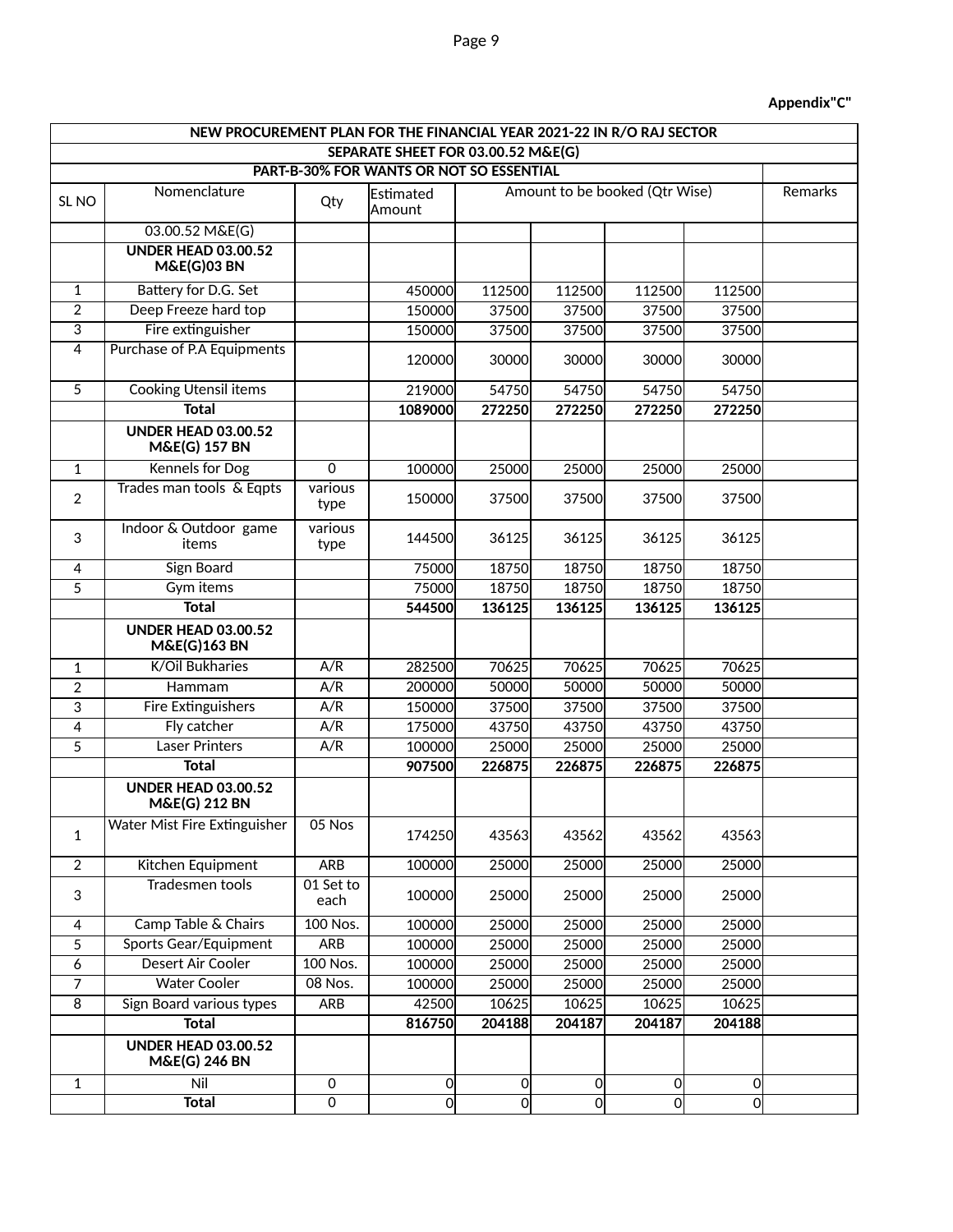**Appendix"C"**

| NEW PROCUREMENT PLAN FOR THE FINANCIAL YEAR 2021-22 IN R/O RAJ SECTOR | | | | | | | | |
|---|---|---|---|---|---|---|---|---|
| SEPARATE SHEET FOR 03.00.52 M&E(G) | | | | | | | | |
| PART-B-30% FOR WANTS OR NOT SO ESSENTIAL | | | | | | | | |
| SL NO | Nomenclature | Qty | Estimated Amount | Amount to be booked (Qtr Wise) | | | | Remarks |
| | 03.00.52 M&E(G) | | | | | | | |
| | **UNDER HEAD 03.00.52 M&E(G)03 BN** | | | | | | | |
| 1 | Battery for D.G. Set | | 450000 | 112500 | 112500 | 112500 | 112500 | |
| 2 | Deep Freeze hard top | | 150000 | 37500 | 37500 | 37500 | 37500 | |
| 3 | Fire extinguisher | | 150000 | 37500 | 37500 | 37500 | 37500 | |
| 4 | Purchase of P.A Equipments | | 120000 | 30000 | 30000 | 30000 | 30000 | |
| 5 | Cooking Utensil items | | 219000 | 54750 | 54750 | 54750 | 54750 | |
| | **Total** | | **1089000** | **272250** | **272250** | **272250** | **272250** | |
| | **UNDER HEAD 03.00.52 M&E(G) 157 BN** | | | | | | | |
| 1 | Kennels for Dog | 0 | 100000 | 25000 | 25000 | 25000 | 25000 | |
| 2 | Trades man tools & Eqpts | various type | 150000 | 37500 | 37500 | 37500 | 37500 | |
| 3 | Indoor & Outdoor game items | various type | 144500 | 36125 | 36125 | 36125 | 36125 | |
| 4 | Sign Board | | 75000 | 18750 | 18750 | 18750 | 18750 | |
| 5 | Gym items | | 75000 | 18750 | 18750 | 18750 | 18750 | |
| | **Total** | | **544500** | **136125** | **136125** | **136125** | **136125** | |
| | **UNDER HEAD 03.00.52 M&E(G)163 BN** | | | | | | | |
| 1 | K/Oil Bukharies | A/R | 282500 | 70625 | 70625 | 70625 | 70625 | |
| 2 | Hammam | A/R | 200000 | 50000 | 50000 | 50000 | 50000 | |
| 3 | Fire Extinguishers | A/R | 150000 | 37500 | 37500 | 37500 | 37500 | |
| 4 | Fly catcher | A/R | 175000 | 43750 | 43750 | 43750 | 43750 | |
| 5 | Laser Printers | A/R | 100000 | 25000 | 25000 | 25000 | 25000 | |
| | **Total** | | **907500** | **226875** | **226875** | **226875** | **226875** | |
| | **UNDER HEAD 03.00.52 M&E(G) 212 BN** | | | | | | | |
| 1 | Water Mist Fire Extinguisher | 05 Nos | 174250 | 43563 | 43562 | 43562 | 43563 | |
| 2 | Kitchen Equipment | ARB | 100000 | 25000 | 25000 | 25000 | 25000 | |
| 3 | Tradesmen tools | 01 Set to each | 100000 | 25000 | 25000 | 25000 | 25000 | |
| 4 | Camp Table & Chairs | 100 Nos. | 100000 | 25000 | 25000 | 25000 | 25000 | |
| 5 | Sports Gear/Equipment | ARB | 100000 | 25000 | 25000 | 25000 | 25000 | |
| 6 | Desert Air Cooler | 100 Nos. | 100000 | 25000 | 25000 | 25000 | 25000 | |
| 7 | Water Cooler | 08 Nos. | 100000 | 25000 | 25000 | 25000 | 25000 | |
| 8 | Sign Board various types | ARB | 42500 | 10625 | 10625 | 10625 | 10625 | |
| | **Total** | | **816750** | **204188** | **204187** | **204187** | **204188** | |
| | **UNDER HEAD 03.00.52 M&E(G) 246 BN** | | | | | | | |
| 1 | Nil | 0 | 0 | 0 | 0 | 0 | 0 | |
| | **Total** | 0 | 0 | 0 | 0 | 0 | 0 | |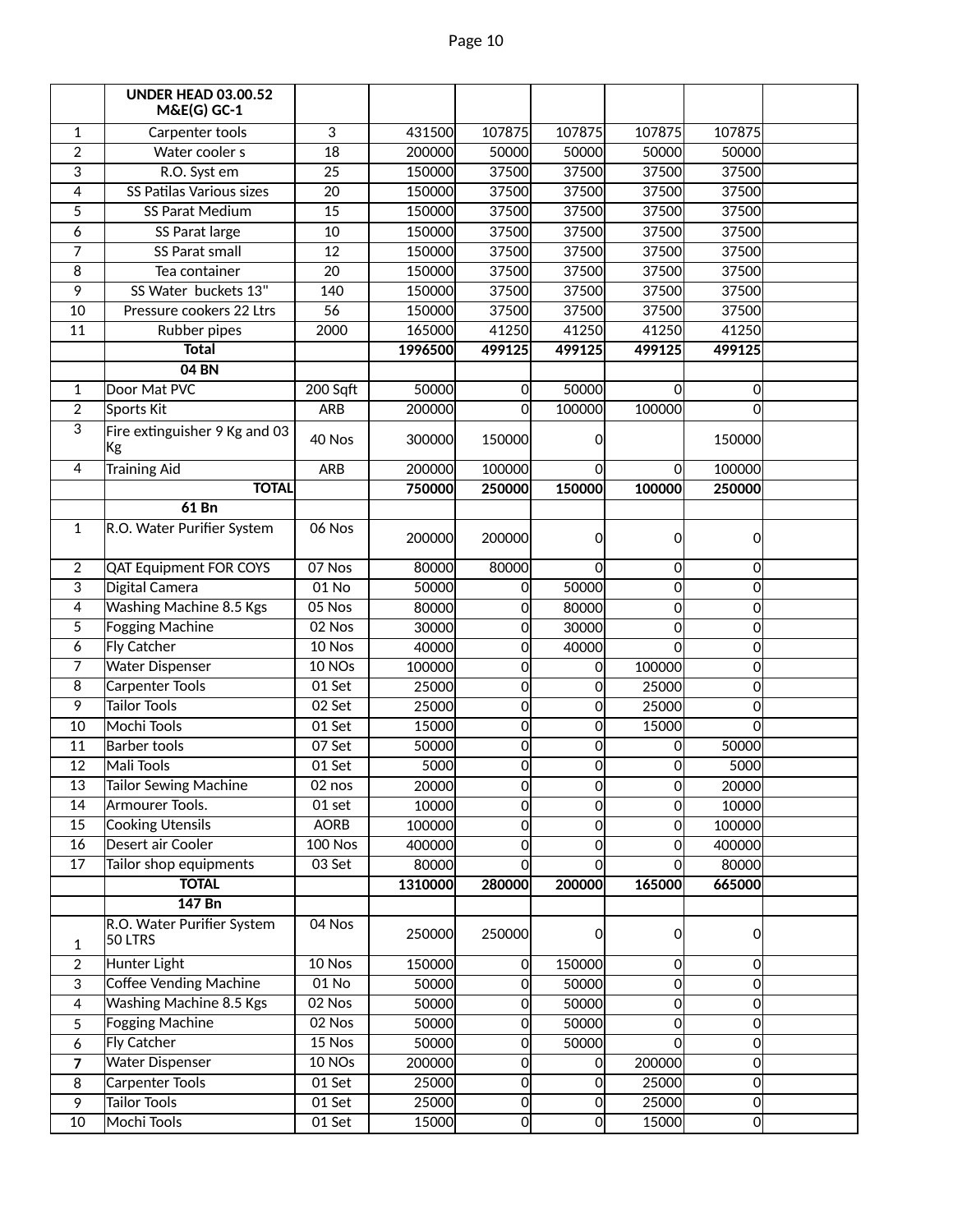|  | UNDER HEAD 03.00.52 M&E(G) GC-1 |  |  |  |  |  |  |  |
|---|---|---|---|---|---|---|---|---|
| 1 | Carpenter tools | 3 | 431500 | 107875 | 107875 | 107875 | 107875 |  |
| 2 | Water cooler s | 18 | 200000 | 50000 | 50000 | 50000 | 50000 |  |
| 3 | R.O. Syst em | 25 | 150000 | 37500 | 37500 | 37500 | 37500 |  |
| 4 | SS Patilas Various sizes | 20 | 150000 | 37500 | 37500 | 37500 | 37500 |  |
| 5 | SS Parat Medium | 15 | 150000 | 37500 | 37500 | 37500 | 37500 |  |
| 6 | SS Parat large | 10 | 150000 | 37500 | 37500 | 37500 | 37500 |  |
| 7 | SS Parat small | 12 | 150000 | 37500 | 37500 | 37500 | 37500 |  |
| 8 | Tea container | 20 | 150000 | 37500 | 37500 | 37500 | 37500 |  |
| 9 | SS Water buckets 13" | 140 | 150000 | 37500 | 37500 | 37500 | 37500 |  |
| 10 | Pressure cookers 22 Ltrs | 56 | 150000 | 37500 | 37500 | 37500 | 37500 |  |
| 11 | Rubber pipes | 2000 | 165000 | 41250 | 41250 | 41250 | 41250 |  |
|  | **Total** |  | **1996500** | **499125** | **499125** | **499125** | **499125** |  |
|  | **04 BN** |  |  |  |  |  |  |  |
| 1 | Door Mat PVC | 200 Sqft | 50000 | 0 | 50000 | 0 | 0 |  |
| 2 | Sports Kit | ARB | 200000 | 0 | 100000 | 100000 | 0 |  |
| 3 | Fire extinguisher 9 Kg and 03 Kg | 40 Nos | 300000 | 150000 | 0 |  | 150000 |  |
| 4 | Training Aid | ARB | 200000 | 100000 | 0 | 0 | 100000 |  |
|  | **TOTAL** |  | **750000** | **250000** | **150000** | **100000** | **250000** |  |
|  | **61 Bn** |  |  |  |  |  |  |  |
| 1 | R.O. Water Purifier System | 06 Nos | 200000 | 200000 | 0 | 0 | 0 |  |
| 2 | QAT Equipment FOR COYS | 07 Nos | 80000 | 80000 | 0 | 0 | 0 |  |
| 3 | Digital Camera | 01 No | 50000 | 0 | 50000 | 0 | 0 |  |
| 4 | Washing Machine 8.5 Kgs | 05 Nos | 80000 | 0 | 80000 | 0 | 0 |  |
| 5 | Fogging Machine | 02 Nos | 30000 | 0 | 30000 | 0 | 0 |  |
| 6 | Fly Catcher | 10 Nos | 40000 | 0 | 40000 | 0 | 0 |  |
| 7 | Water Dispenser | 10 NOs | 100000 | 0 | 0 | 100000 | 0 |  |
| 8 | Carpenter Tools | 01 Set | 25000 | 0 | 0 | 25000 | 0 |  |
| 9 | Tailor Tools | 02 Set | 25000 | 0 | 0 | 25000 | 0 |  |
| 10 | Mochi Tools | 01 Set | 15000 | 0 | 0 | 15000 | 0 |  |
| 11 | Barber tools | 07 Set | 50000 | 0 | 0 | 0 | 50000 |  |
| 12 | Mali Tools | 01 Set | 5000 | 0 | 0 | 0 | 5000 |  |
| 13 | Tailor Sewing Machine | 02 nos | 20000 | 0 | 0 | 0 | 20000 |  |
| 14 | Armourer Tools. | 01 set | 10000 | 0 | 0 | 0 | 10000 |  |
| 15 | Cooking Utensils | AORB | 100000 | 0 | 0 | 0 | 100000 |  |
| 16 | Desert air Cooler | 100 Nos | 400000 | 0 | 0 | 0 | 400000 |  |
| 17 | Tailor shop equipments | 03 Set | 80000 | 0 | 0 | 0 | 80000 |  |
|  | **TOTAL** |  | **1310000** | **280000** | **200000** | **165000** | **665000** |  |
|  | **147 Bn** |  |  |  |  |  |  |  |
| 1 | R.O. Water Purifier System 50 LTRS | 04 Nos | 250000 | 250000 | 0 | 0 | 0 |  |
| 2 | Hunter Light | 10 Nos | 150000 | 0 | 150000 | 0 | 0 |  |
| 3 | Coffee Vending Machine | 01 No | 50000 | 0 | 50000 | 0 | 0 |  |
| 4 | Washing Machine 8.5 Kgs | 02 Nos | 50000 | 0 | 50000 | 0 | 0 |  |
| 5 | Fogging Machine | 02 Nos | 50000 | 0 | 50000 | 0 | 0 |  |
| 6 | Fly Catcher | 15 Nos | 50000 | 0 | 50000 | 0 | 0 |  |
| 7 | Water Dispenser | 10 NOs | 200000 | 0 | 0 | 200000 | 0 |  |
| 8 | Carpenter Tools | 01 Set | 25000 | 0 | 0 | 25000 | 0 |  |
| 9 | Tailor Tools | 01 Set | 25000 | 0 | 0 | 25000 | 0 |  |
| 10 | Mochi Tools | 01 Set | 15000 | 0 | 0 | 15000 | 0 |  |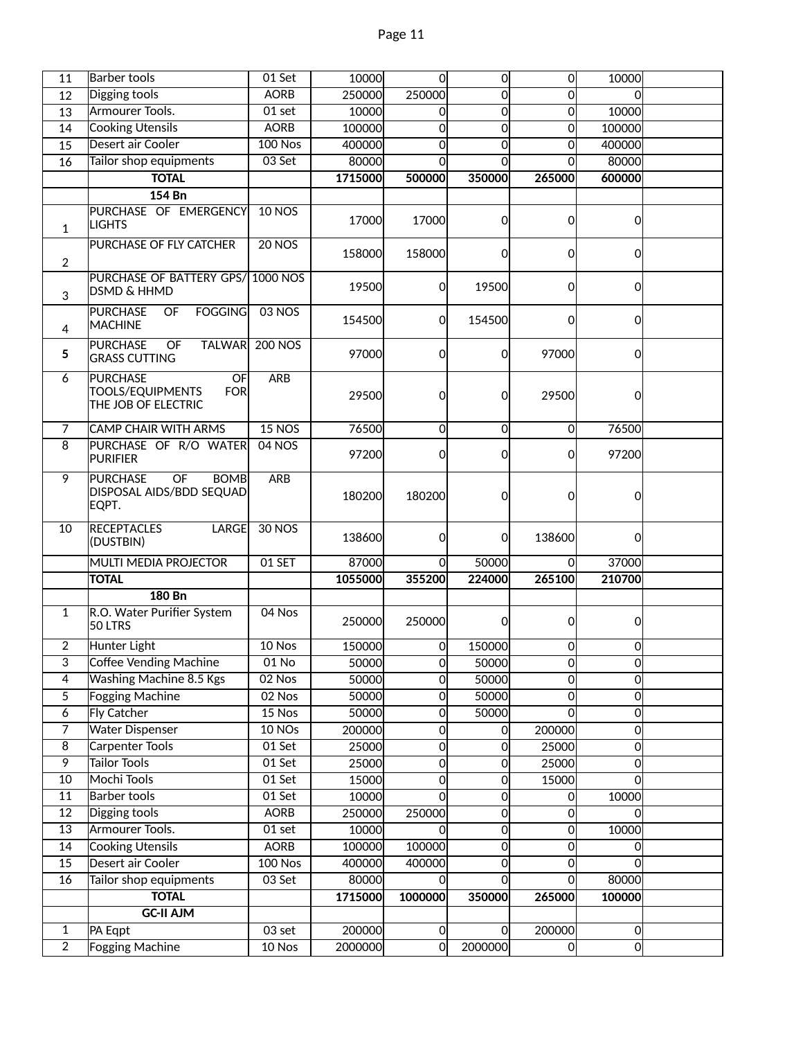| | | | | | | | | |
|---|---|---|---|---|---|---|---|---|
| 11 | Barber tools | 01 Set | 10000 | 0 | 0 | 0 | 10000 | |
| 12 | Digging tools | AORB | 250000 | 250000 | 0 | 0 | 0 | |
| 13 | Armourer Tools. | 01 set | 10000 | 0 | 0 | 0 | 10000 | |
| 14 | Cooking Utensils | AORB | 100000 | 0 | 0 | 0 | 100000 | |
| 15 | Desert air Cooler | 100 Nos | 400000 | 0 | 0 | 0 | 400000 | |
| 16 | Tailor shop equipments | 03 Set | 80000 | 0 | 0 | 0 | 80000 | |
| | **TOTAL** | | **1715000** | **500000** | **350000** | **265000** | **600000** | |
| | **154 Bn** | | | | | | | |
| 1 | PURCHASE OF EMERGENCY LIGHTS | 10 NOS | 17000 | 17000 | 0 | 0 | 0 | |
| 2 | PURCHASE OF FLY CATCHER | 20 NOS | 158000 | 158000 | 0 | 0 | 0 | |
| 3 | PURCHASE OF BATTERY GPS/ DSMD & HHMD | 1000 NOS | 19500 | 0 | 19500 | 0 | 0 | |
| 4 | PURCHASE OF FOGGING MACHINE | 03 NOS | 154500 | 0 | 154500 | 0 | 0 | |
| 5 | PURCHASE OF TALWAR GRASS CUTTING | 200 NOS | 97000 | 0 | 0 | 97000 | 0 | |
| 6 | PURCHASE OF TOOLS/EQUIPMENTS FOR THE JOB OF ELECTRIC | ARB | 29500 | 0 | 0 | 29500 | 0 | |
| 7 | CAMP CHAIR WITH ARMS | 15 NOS | 76500 | 0 | 0 | 0 | 76500 | |
| 8 | PURCHASE OF R/O WATER PURIFIER | 04 NOS | 97200 | 0 | 0 | 0 | 97200 | |
| 9 | PURCHASE OF BOMB DISPOSAL AIDS/BDD SEQUAD EQPT. | ARB | 180200 | 180200 | 0 | 0 | 0 | |
| 10 | RECEPTACLES LARGE (DUSTBIN) | 30 NOS | 138600 | 0 | 0 | 138600 | 0 | |
| | MULTI MEDIA PROJECTOR | 01 SET | 87000 | 0 | 50000 | 0 | 37000 | |
| | **TOTAL** | | **1055000** | **355200** | **224000** | **265100** | **210700** | |
| | **180 Bn** | | | | | | | |
| 1 | R.O. Water Purifier System 50 LTRS | 04 Nos | 250000 | 250000 | 0 | 0 | 0 | |
| 2 | Hunter Light | 10 Nos | 150000 | 0 | 150000 | 0 | 0 | |
| 3 | Coffee Vending Machine | 01 No | 50000 | 0 | 50000 | 0 | 0 | |
| 4 | Washing Machine 8.5 Kgs | 02 Nos | 50000 | 0 | 50000 | 0 | 0 | |
| 5 | Fogging Machine | 02 Nos | 50000 | 0 | 50000 | 0 | 0 | |
| 6 | Fly Catcher | 15 Nos | 50000 | 0 | 50000 | 0 | 0 | |
| 7 | Water Dispenser | 10 NOs | 200000 | 0 | 0 | 200000 | 0 | |
| 8 | Carpenter Tools | 01 Set | 25000 | 0 | 0 | 25000 | 0 | |
| 9 | Tailor Tools | 01 Set | 25000 | 0 | 0 | 25000 | 0 | |
| 10 | Mochi Tools | 01 Set | 15000 | 0 | 0 | 15000 | 0 | |
| 11 | Barber tools | 01 Set | 10000 | 0 | 0 | 0 | 10000 | |
| 12 | Digging tools | AORB | 250000 | 250000 | 0 | 0 | 0 | |
| 13 | Armourer Tools. | 01 set | 10000 | 0 | 0 | 0 | 10000 | |
| 14 | Cooking Utensils | AORB | 100000 | 100000 | 0 | 0 | 0 | |
| 15 | Desert air Cooler | 100 Nos | 400000 | 400000 | 0 | 0 | 0 | |
| 16 | Tailor shop equipments | 03 Set | 80000 | 0 | 0 | 0 | 80000 | |
| | **TOTAL** | | **1715000** | **1000000** | **350000** | **265000** | **100000** | |
| | **GC-II AJM** | | | | | | | |
| 1 | PA Eqpt | 03 set | 200000 | 0 | 0 | 200000 | 0 | |
| 2 | Fogging Machine | 10 Nos | 2000000 | 0 | 2000000 | 0 | 0 | |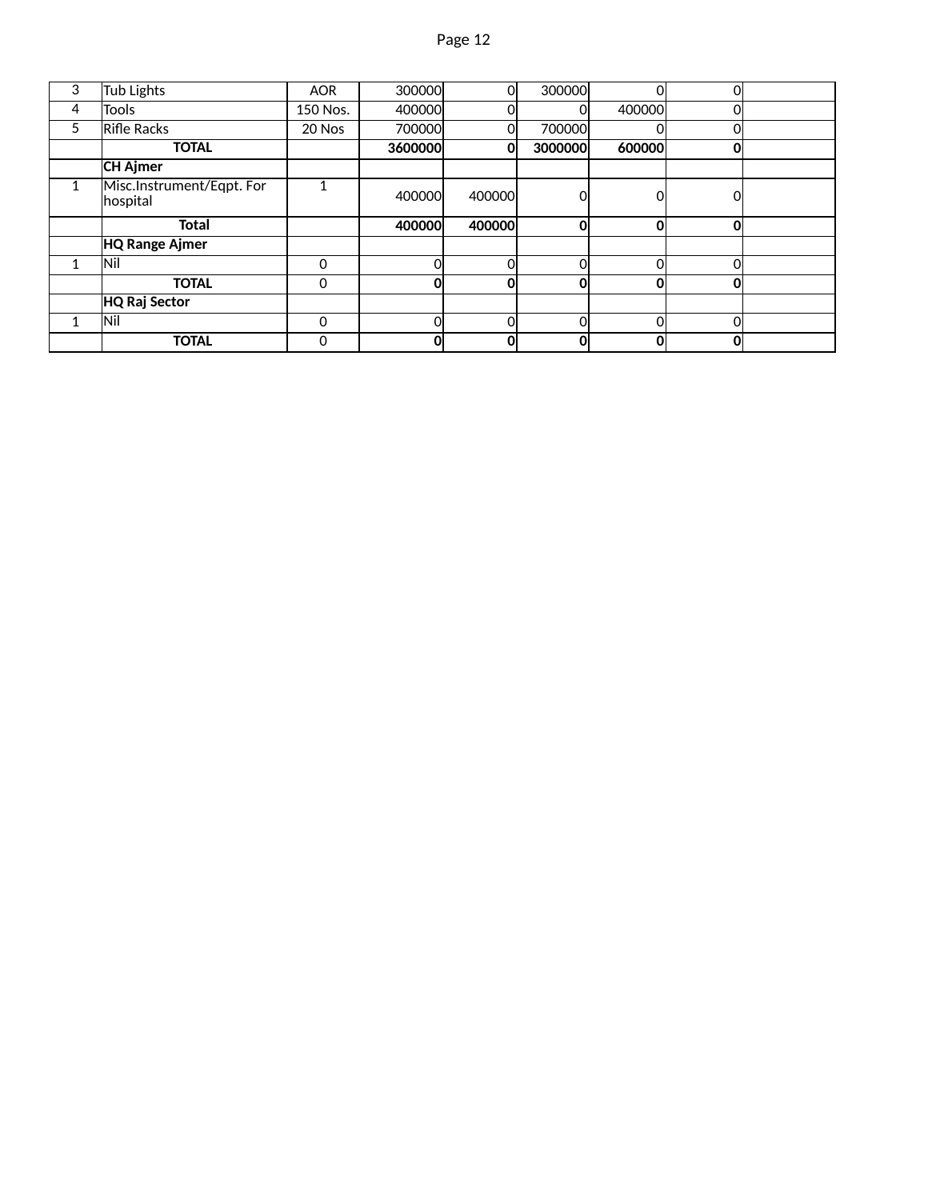| | | | | | | | | |
|---|---|---|---|---|---|---|---|---|
| 3 | Tub Lights | AOR | 300000 | 0 | 300000 | 0 | 0 | |
| 4 | Tools | 150 Nos. | 400000 | 0 | 0 | 400000 | 0 | |
| 5 | Rifle Racks | 20 Nos | 700000 | 0 | 700000 | 0 | 0 | |
| | **TOTAL** | | **3600000** | **0** | **3000000** | **600000** | **0** | |
| | **CH Ajmer** | | | | | | | |
| 1 | Misc.Instrument/Eqpt. For hospital | 1 | 400000 | 400000 | 0 | 0 | 0 | |
| | **Total** | | **400000** | **400000** | **0** | **0** | **0** | |
| | **HQ Range Ajmer** | | | | | | | |
| 1 | Nil | 0 | 0 | 0 | 0 | 0 | 0 | |
| | **TOTAL** | 0 | **0** | **0** | **0** | **0** | **0** | |
| | **HQ Raj Sector** | | | | | | | |
| 1 | Nil | 0 | 0 | 0 | 0 | 0 | 0 | |
| | **TOTAL** | 0 | **0** | **0** | **0** | **0** | **0** | |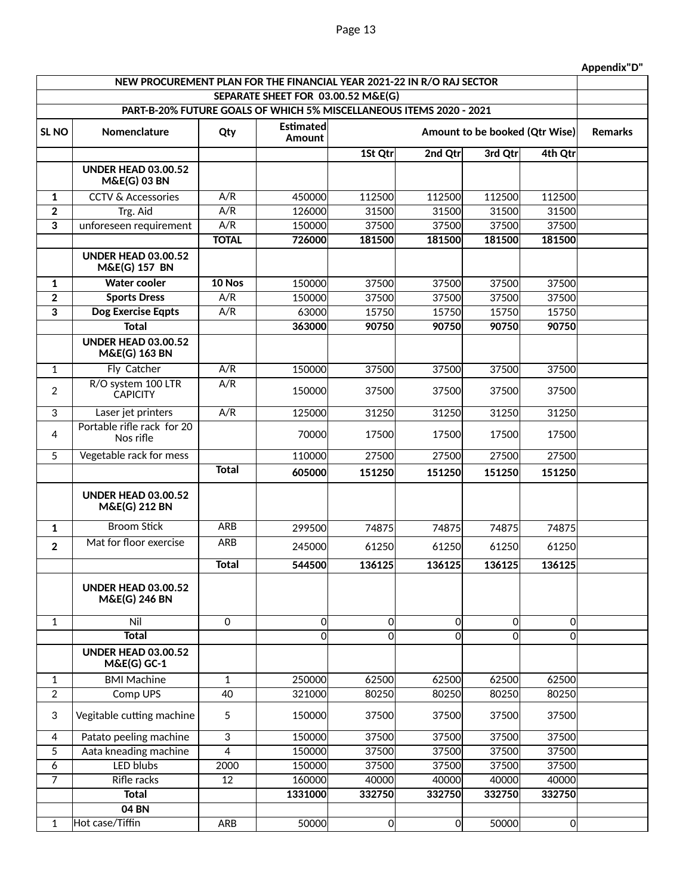Appendix"D"

| NEW PROCUREMENT PLAN FOR THE FINANCIAL YEAR 2021-22 IN R/O RAJ SECTOR | | | | | | | | |
|---|---|---|---|---|---|---|---|---|
| SEPARATE SHEET FOR 03.00.52 M&E(G) | | | | | | | | |
| PART-B-20% FUTURE GOALS OF WHICH 5% MISCELLANEOUS ITEMS 2020 - 2021 | | | | | | | | |
| **SL NO** | **Nomenclature** | **Qty** | **Estimated Amount** | **Amount to be booked (Qtr Wise)** | | | | **Remarks** |
| | | | | **1St Qtr** | **2nd Qtr** | **3rd Qtr** | **4th Qtr** | |
| | **UNDER HEAD 03.00.52 M&E(G) 03 BN** | | | | | | | |
| **1** | CCTV & Accessories | A/R | 450000 | 112500 | 112500 | 112500 | 112500 | |
| **2** | Trg. Aid | A/R | 126000 | 31500 | 31500 | 31500 | 31500 | |
| **3** | unforeseen requirement | A/R | 150000 | 37500 | 37500 | 37500 | 37500 | |
| | | **TOTAL** | **726000** | **181500** | **181500** | **181500** | **181500** | |
| | **UNDER HEAD 03.00.52 M&E(G) 157 BN** | | | | | | | |
| **1** | **Water cooler** | **10 Nos** | 150000 | 37500 | 37500 | 37500 | 37500 | |
| **2** | **Sports Dress** | A/R | 150000 | 37500 | 37500 | 37500 | 37500 | |
| **3** | **Dog Exercise Eqpts** | A/R | 63000 | 15750 | 15750 | 15750 | 15750 | |
| | **Total** | | **363000** | **90750** | **90750** | **90750** | **90750** | |
| | **UNDER HEAD 03.00.52 M&E(G) 163 BN** | | | | | | | |
| 1 | Fly Catcher | A/R | 150000 | 37500 | 37500 | 37500 | 37500 | |
| 2 | R/O system 100 LTR CAPICITY | A/R | 150000 | 37500 | 37500 | 37500 | 37500 | |
| 3 | Laser jet printers | A/R | 125000 | 31250 | 31250 | 31250 | 31250 | |
| 4 | Portable rifle rack for 20 Nos rifle | | 70000 | 17500 | 17500 | 17500 | 17500 | |
| 5 | Vegetable rack for mess | | 110000 | 27500 | 27500 | 27500 | 27500 | |
| | | **Total** | **605000** | **151250** | **151250** | **151250** | **151250** | |
| | **UNDER HEAD 03.00.52 M&E(G) 212 BN** | | | | | | | |
| **1** | Broom Stick | ARB | 299500 | 74875 | 74875 | 74875 | 74875 | |
| **2** | Mat for floor exercise | ARB | 245000 | 61250 | 61250 | 61250 | 61250 | |
| | | **Total** | **544500** | **136125** | **136125** | **136125** | **136125** | |
| | **UNDER HEAD 03.00.52 M&E(G) 246 BN** | | | | | | | |
| 1 | Nil | 0 | 0 | 0 | 0 | 0 | 0 | |
| | **Total** | | 0 | 0 | 0 | 0 | 0 | |
| | **UNDER HEAD 03.00.52 M&E(G) GC-1** | | | | | | | |
| 1 | BMI Machine | 1 | 250000 | 62500 | 62500 | 62500 | 62500 | |
| 2 | Comp UPS | 40 | 321000 | 80250 | 80250 | 80250 | 80250 | |
| 3 | Vigitable cutting machine | 5 | 150000 | 37500 | 37500 | 37500 | 37500 | |
| 4 | Patato peeling machine | 3 | 150000 | 37500 | 37500 | 37500 | 37500 | |
| 5 | Aata kneading machine | 4 | 150000 | 37500 | 37500 | 37500 | 37500 | |
| 6 | LED blubs | 2000 | 150000 | 37500 | 37500 | 37500 | 37500 | |
| 7 | Rifle racks | 12 | 160000 | 40000 | 40000 | 40000 | 40000 | |
| | **Total** | | **1331000** | **332750** | **332750** | **332750** | **332750** | |
| | **04 BN** | | | | | | | |
| 1 | Hot case/Tiffin | ARB | 50000 | 0 | 0 | 50000 | 0 | |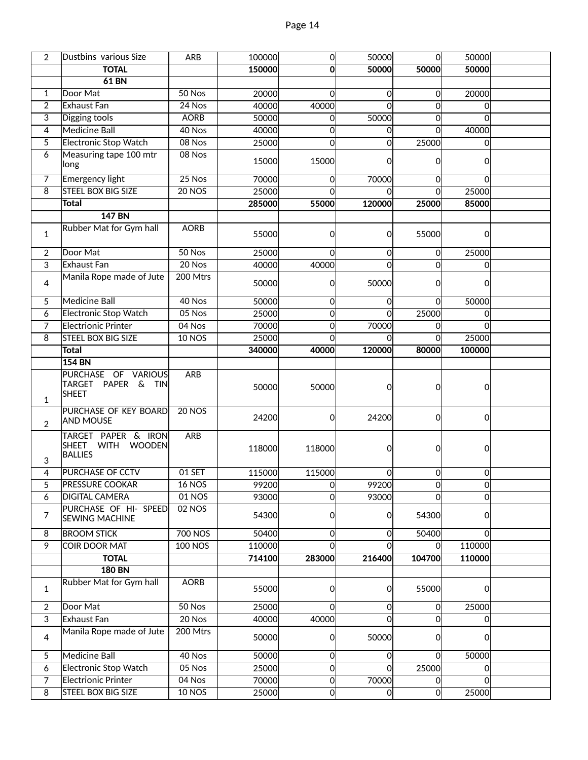| 2 | Dustbins various Size | ARB | 100000 | 0 | 50000 | 0 | 50000 | |
|---|---|---|---|---|---|---|---|---|
| | **TOTAL** | | **150000** | **0** | **50000** | **50000** | **50000** | |
| | **61 BN** | | | | | | | |
| 1 | Door Mat | 50 Nos | 20000 | 0 | 0 | 0 | 20000 | |
| 2 | Exhaust Fan | 24 Nos | 40000 | 40000 | 0 | 0 | 0 | |
| 3 | Digging tools | AORB | 50000 | 0 | 50000 | 0 | 0 | |
| 4 | Medicine Ball | 40 Nos | 40000 | 0 | 0 | 0 | 40000 | |
| 5 | Electronic Stop Watch | 08 Nos | 25000 | 0 | 0 | 25000 | 0 | |
| 6 | Measuring tape 100 mtr long | 08 Nos | 15000 | 15000 | 0 | 0 | 0 | |
| 7 | Emergency light | 25 Nos | 70000 | 0 | 70000 | 0 | 0 | |
| 8 | STEEL BOX BIG SIZE | 20 NOS | 25000 | 0 | 0 | 0 | 25000 | |
| | **Total** | | **285000** | **55000** | **120000** | **25000** | **85000** | |
| | **147 BN** | | | | | | | |
| 1 | Rubber Mat for Gym hall | AORB | 55000 | 0 | 0 | 55000 | 0 | |
| 2 | Door Mat | 50 Nos | 25000 | 0 | 0 | 0 | 25000 | |
| 3 | Exhaust Fan | 20 Nos | 40000 | 40000 | 0 | 0 | 0 | |
| 4 | Manila Rope made of Jute | 200 Mtrs | 50000 | 0 | 50000 | 0 | 0 | |
| 5 | Medicine Ball | 40 Nos | 50000 | 0 | 0 | 0 | 50000 | |
| 6 | Electronic Stop Watch | 05 Nos | 25000 | 0 | 0 | 25000 | 0 | |
| 7 | Electrionic Printer | 04 Nos | 70000 | 0 | 70000 | 0 | 0 | |
| 8 | STEEL BOX BIG SIZE | 10 NOS | 25000 | 0 | 0 | 0 | 25000 | |
| | **Total** | | **340000** | **40000** | **120000** | **80000** | **100000** | |
| | **154 BN** | | | | | | | |
| 1 | PURCHASE OF VARIOUS TARGET PAPER & TIN SHEET | ARB | 50000 | 50000 | 0 | 0 | 0 | |
| 2 | PURCHASE OF KEY BOARD AND MOUSE | 20 NOS | 24200 | 0 | 24200 | 0 | 0 | |
| 3 | TARGET PAPER & IRON SHEET WITH WOODEN BALLIES | ARB | 118000 | 118000 | 0 | 0 | 0 | |
| 4 | PURCHASE OF CCTV | 01 SET | 115000 | 115000 | 0 | 0 | 0 | |
| 5 | PRESSURE COOKAR | 16 NOS | 99200 | 0 | 99200 | 0 | 0 | |
| 6 | DIGITAL CAMERA | 01 NOS | 93000 | 0 | 93000 | 0 | 0 | |
| 7 | PURCHASE OF HI- SPEED SEWING MACHINE | 02 NOS | 54300 | 0 | 0 | 54300 | 0 | |
| 8 | BROOM STICK | 700 NOS | 50400 | 0 | 0 | 50400 | 0 | |
| 9 | COIR DOOR MAT | 100 NOS | 110000 | 0 | 0 | 0 | 110000 | |
| | **TOTAL** | | **714100** | **283000** | **216400** | **104700** | **110000** | |
| | **180 BN** | | | | | | | |
| 1 | Rubber Mat for Gym hall | AORB | 55000 | 0 | 0 | 55000 | 0 | |
| 2 | Door Mat | 50 Nos | 25000 | 0 | 0 | 0 | 25000 | |
| 3 | Exhaust Fan | 20 Nos | 40000 | 40000 | 0 | 0 | 0 | |
| 4 | Manila Rope made of Jute | 200 Mtrs | 50000 | 0 | 50000 | 0 | 0 | |
| 5 | Medicine Ball | 40 Nos | 50000 | 0 | 0 | 0 | 50000 | |
| 6 | Electronic Stop Watch | 05 Nos | 25000 | 0 | 0 | 25000 | 0 | |
| 7 | Electrionic Printer | 04 Nos | 70000 | 0 | 70000 | 0 | 0 | |
| 8 | STEEL BOX BIG SIZE | 10 NOS | 25000 | 0 | 0 | 0 | 25000 | |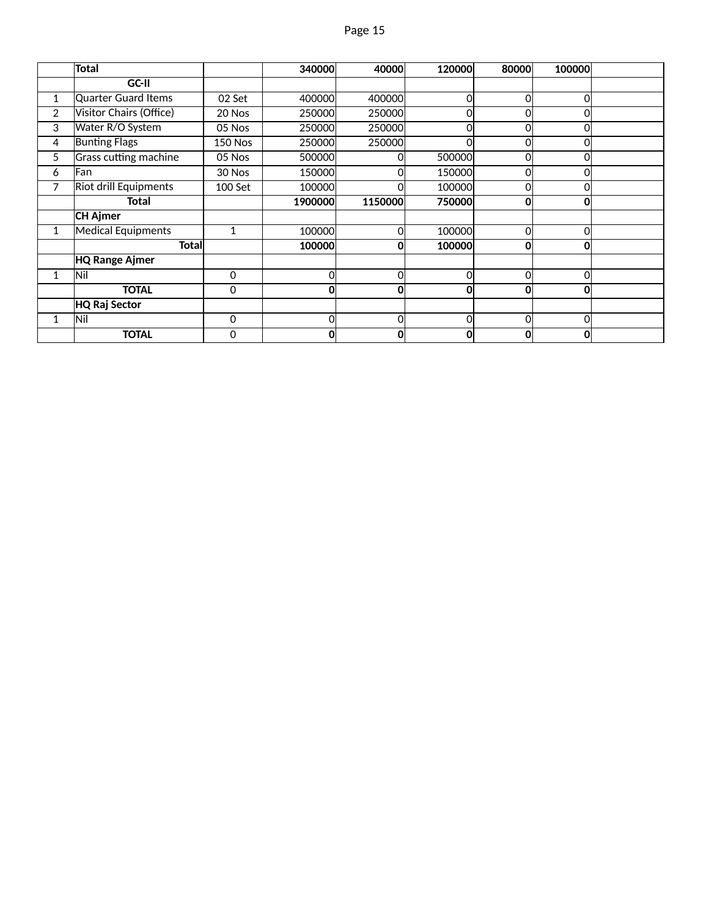| | Total | | 340000 | 40000 | 120000 | 80000 | 100000 | |
|---|---|---|---|---|---|---|---|---|
| | **GC-II** | | | | | | | |
| 1 | Quarter Guard Items | 02 Set | 400000 | 400000 | 0 | 0 | 0 | |
| 2 | Visitor Chairs (Office) | 20 Nos | 250000 | 250000 | 0 | 0 | 0 | |
| 3 | Water R/O System | 05 Nos | 250000 | 250000 | 0 | 0 | 0 | |
| 4 | Bunting Flags | 150 Nos | 250000 | 250000 | 0 | 0 | 0 | |
| 5 | Grass cutting machine | 05 Nos | 500000 | 0 | 500000 | 0 | 0 | |
| 6 | Fan | 30 Nos | 150000 | 0 | 150000 | 0 | 0 | |
| 7 | Riot drill Equipments | 100 Set | 100000 | 0 | 100000 | 0 | 0 | |
| | **Total** | | **1900000** | **1150000** | **750000** | **0** | **0** | |
| | **CH Ajmer** | | | | | | | |
| 1 | Medical Equipments | 1 | 100000 | 0 | 100000 | 0 | 0 | |
| | **Total** | | **100000** | **0** | **100000** | **0** | **0** | |
| | **HQ Range Ajmer** | | | | | | | |
| 1 | Nil | 0 | 0 | 0 | 0 | 0 | 0 | |
| | **TOTAL** | 0 | **0** | **0** | **0** | **0** | **0** | |
| | **HQ Raj Sector** | | | | | | | |
| 1 | Nil | 0 | 0 | 0 | 0 | 0 | 0 | |
| | **TOTAL** | 0 | **0** | **0** | **0** | **0** | **0** | |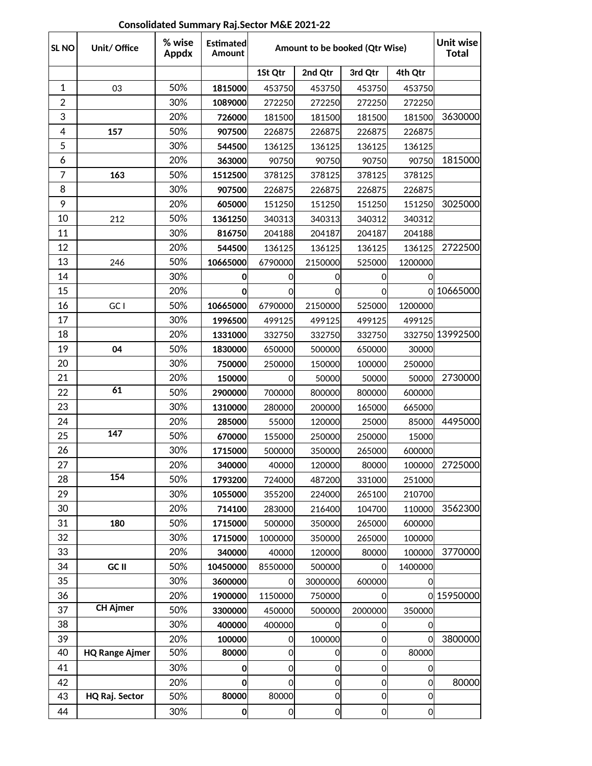**Consolidated Summary Raj.Sector M&E 2021-22**

| SL NO | Unit/ Office | % wise Appdx | Estimated Amount | Amount to be booked (Qtr Wise) | | | | Unit wise Total |
|---|---|---|---|---|---|---|---|---|
| | | | | 1St Qtr | 2nd Qtr | 3rd Qtr | 4th Qtr | |
| 1 | 03 | 50% | **1815000** | 453750 | 453750 | 453750 | 453750 | |
| 2 | | 30% | **1089000** | 272250 | 272250 | 272250 | 272250 | |
| 3 | | 20% | **726000** | 181500 | 181500 | 181500 | 181500 | 3630000 |
| 4 | **157** | 50% | **907500** | 226875 | 226875 | 226875 | 226875 | |
| 5 | | 30% | **544500** | 136125 | 136125 | 136125 | 136125 | |
| 6 | | 20% | **363000** | 90750 | 90750 | 90750 | 90750 | 1815000 |
| 7 | **163** | 50% | **1512500** | 378125 | 378125 | 378125 | 378125 | |
| 8 | | 30% | **907500** | 226875 | 226875 | 226875 | 226875 | |
| 9 | | 20% | **605000** | 151250 | 151250 | 151250 | 151250 | 3025000 |
| 10 | 212 | 50% | **1361250** | 340313 | 340313 | 340312 | 340312 | |
| 11 | | 30% | **816750** | 204188 | 204187 | 204187 | 204188 | |
| 12 | | 20% | **544500** | 136125 | 136125 | 136125 | 136125 | 2722500 |
| 13 | 246 | 50% | **10665000** | 6790000 | 2150000 | 525000 | 1200000 | |
| 14 | | 30% | **0** | 0 | 0 | 0 | 0 | |
| 15 | | 20% | **0** | 0 | 0 | 0 | 0 | 10665000 |
| 16 | GC I | 50% | **10665000** | 6790000 | 2150000 | 525000 | 1200000 | |
| 17 | | 30% | **1996500** | 499125 | 499125 | 499125 | 499125 | |
| 18 | | 20% | **1331000** | 332750 | 332750 | 332750 | 332750 | 13992500 |
| 19 | **04** | 50% | **1830000** | 650000 | 500000 | 650000 | 30000 | |
| 20 | | 30% | **750000** | 250000 | 150000 | 100000 | 250000 | |
| 21 | | 20% | **150000** | 0 | 50000 | 50000 | 50000 | 2730000 |
| 22 | **61** | 50% | **2900000** | 700000 | 800000 | 800000 | 600000 | |
| 23 | | 30% | **1310000** | 280000 | 200000 | 165000 | 665000 | |
| 24 | | 20% | **285000** | 55000 | 120000 | 25000 | 85000 | 4495000 |
| 25 | **147** | 50% | **670000** | 155000 | 250000 | 250000 | 15000 | |
| 26 | | 30% | **1715000** | 500000 | 350000 | 265000 | 600000 | |
| 27 | | 20% | **340000** | 40000 | 120000 | 80000 | 100000 | 2725000 |
| 28 | **154** | 50% | **1793200** | 724000 | 487200 | 331000 | 251000 | |
| 29 | | 30% | **1055000** | 355200 | 224000 | 265100 | 210700 | |
| 30 | | 20% | **714100** | 283000 | 216400 | 104700 | 110000 | 3562300 |
| 31 | **180** | 50% | **1715000** | 500000 | 350000 | 265000 | 600000 | |
| 32 | | 30% | **1715000** | 1000000 | 350000 | 265000 | 100000 | |
| 33 | | 20% | **340000** | 40000 | 120000 | 80000 | 100000 | 3770000 |
| 34 | **GC II** | 50% | **10450000** | 8550000 | 500000 | 0 | 1400000 | |
| 35 | | 30% | **3600000** | 0 | 3000000 | 600000 | 0 | |
| 36 | | 20% | **1900000** | 1150000 | 750000 | 0 | 0 | 15950000 |
| 37 | **CH Ajmer** | 50% | **3300000** | 450000 | 500000 | 2000000 | 350000 | |
| 38 | | 30% | **400000** | 400000 | 0 | 0 | 0 | |
| 39 | | 20% | **100000** | 0 | 100000 | 0 | 0 | 3800000 |
| 40 | **HQ Range Ajmer** | 50% | **80000** | 0 | 0 | 0 | 80000 | |
| 41 | | 30% | **0** | 0 | 0 | 0 | 0 | |
| 42 | | 20% | **0** | 0 | 0 | 0 | 0 | 80000 |
| 43 | **HQ Raj. Sector** | 50% | **80000** | 80000 | 0 | 0 | 0 | |
| 44 | | 30% | **0** | 0 | 0 | 0 | 0 | |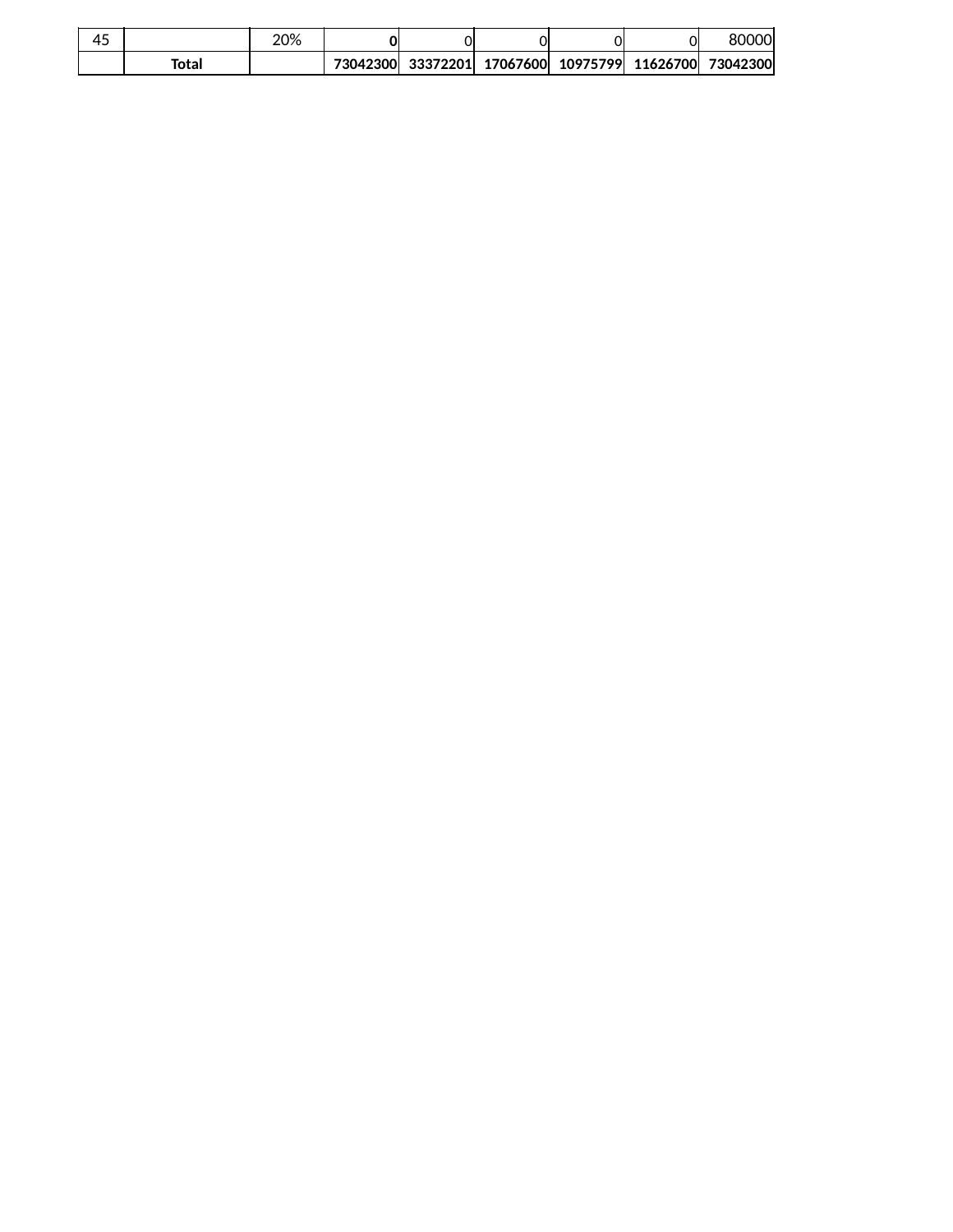| | | | | | | | | |
|---|---|---|---|---|---|---|---|---|
| 45 | | 20% | **0** | 0 | 0 | 0 | 0 | 80000 |
| | **Total** | | **73042300** | **33372201** | **17067600** | **10975799** | **11626700** | **73042300** |